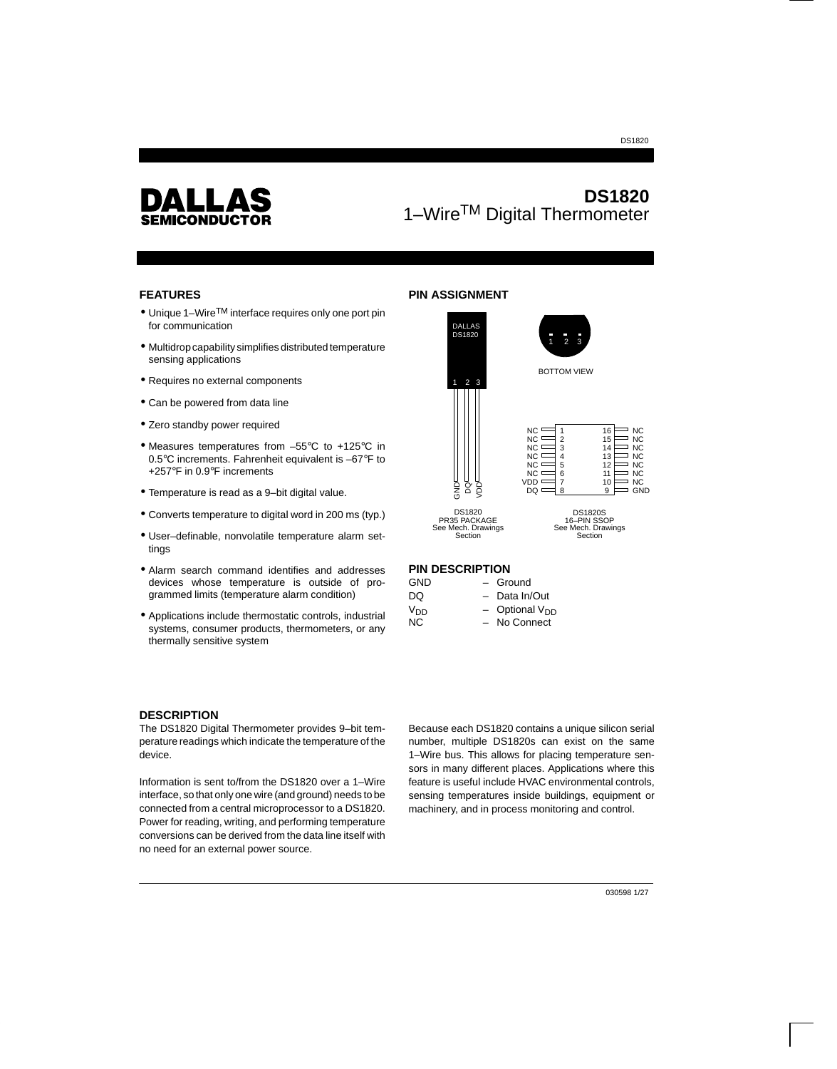# DALLAS SEMICONDUCTOR

# DS1820
## 1–Wire™ Digital Thermometer

### FEATURES

- Unique 1–Wire™ interface requires only one port pin for communication
- Multidrop capability simplifies distributed temperature sensing applications
- Requires no external components
- Can be powered from data line
- Zero standby power required
- Measures temperatures from –55°C to +125°C in 0.5°C increments. Fahrenheit equivalent is –67°F to +257°F in 0.9°F increments
- Temperature is read as a 9–bit digital value.
- Converts temperature to digital word in 200 ms (typ.)
- User–definable, nonvolatile temperature alarm settings
- Alarm search command identifies and addresses devices whose temperature is outside of programmed limits (temperature alarm condition)
- Applications include thermostatic controls, industrial systems, consumer products, thermometers, or any thermally sensitive system

### PIN ASSIGNMENT

DALLAS DS1820

1 2 3

GND DQ VDD

BOTTOM VIEW

1 2 3

| Pin | Name | Pin | Name |
|---|---|---|---|
| 1 | NC | 16 | NC |
| 2 | NC | 15 | NC |
| 3 | NC | 14 | NC |
| 4 | NC | 13 | NC |
| 5 | NC | 12 | NC |
| 6 | NC | 11 | NC |
| 7 | VDD | 10 | NC |
| 8 | DQ | 9 | GND |

DS1820 PR35 PACKAGE See Mech. Drawings Section

DS1820S 16–PIN SSOP See Mech. Drawings Section

### PIN DESCRIPTION

| | |
|---|---|
| GND | – Ground |
| DQ | – Data In/Out |
| $V_{DD}$ | – Optional $V_{DD}$ |
| NC | – No Connect |

### DESCRIPTION

The DS1820 Digital Thermometer provides 9–bit temperature readings which indicate the temperature of the device.

Information is sent to/from the DS1820 over a 1–Wire interface, so that only one wire (and ground) needs to be connected from a central microprocessor to a DS1820. Power for reading, writing, and performing temperature conversions can be derived from the data line itself with no need for an external power source.

Because each DS1820 contains a unique silicon serial number, multiple DS1820s can exist on the same 1–Wire bus. This allows for placing temperature sensors in many different places. Applications where this feature is useful include HVAC environmental controls, sensing temperatures inside buildings, equipment or machinery, and in process monitoring and control.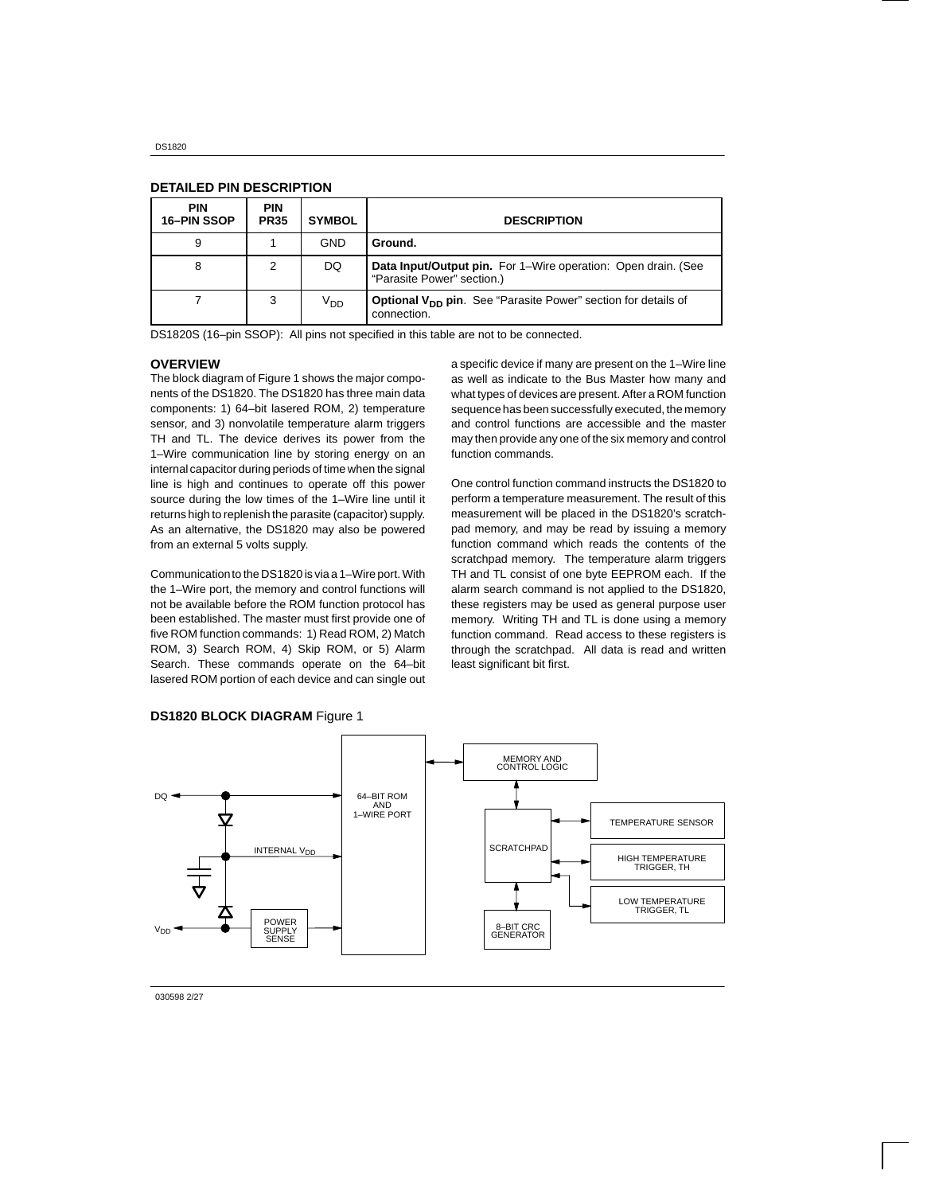## DETAILED PIN DESCRIPTION

| PIN 16–PIN SSOP | PIN PR35 | SYMBOL | DESCRIPTION |
|---|---|---|---|
| 9 | 1 | GND | **Ground.** |
| 8 | 2 | DQ | **Data Input/Output pin.** For 1–Wire operation: Open drain. (See "Parasite Power" section.) |
| 7 | 3 | $V_{DD}$ | **Optional $V_{DD}$ pin**. See "Parasite Power" section for details of connection. |

DS1820S (16–pin SSOP): All pins not specified in this table are not to be connected.

## OVERVIEW

The block diagram of Figure 1 shows the major components of the DS1820. The DS1820 has three main data components: 1) 64–bit lasered ROM, 2) temperature sensor, and 3) nonvolatile temperature alarm triggers TH and TL. The device derives its power from the 1–Wire communication line by storing energy on an internal capacitor during periods of time when the signal line is high and continues to operate off this power source during the low times of the 1–Wire line until it returns high to replenish the parasite (capacitor) supply. As an alternative, the DS1820 may also be powered from an external 5 volts supply.

Communication to the DS1820 is via a 1–Wire port. With the 1–Wire port, the memory and control functions will not be available before the ROM function protocol has been established. The master must first provide one of five ROM function commands: 1) Read ROM, 2) Match ROM, 3) Search ROM, 4) Skip ROM, or 5) Alarm Search. These commands operate on the 64–bit lasered ROM portion of each device and can single out a specific device if many are present on the 1–Wire line as well as indicate to the Bus Master how many and what types of devices are present. After a ROM function sequence has been successfully executed, the memory and control functions are accessible and the master may then provide any one of the six memory and control function commands.

One control function command instructs the DS1820 to perform a temperature measurement. The result of this measurement will be placed in the DS1820's scratchpad memory, and may be read by issuing a memory function command which reads the contents of the scratchpad memory. The temperature alarm triggers TH and TL consist of one byte EEPROM each. If the alarm search command is not applied to the DS1820, these registers may be used as general purpose user memory. Writing TH and TL is done using a memory function command. Read access to these registers is through the scratchpad. All data is read and written least significant bit first.

**DS1820 BLOCK DIAGRAM** Figure 1

DQ — INTERNAL $V_{DD}$ — $V_{DD}$ — POWER SUPPLY SENSE — 64–BIT ROM AND 1–WIRE PORT — MEMORY AND CONTROL LOGIC — SCRATCHPAD — 8–BIT CRC GENERATOR — TEMPERATURE SENSOR — HIGH TEMPERATURE TRIGGER, TH — LOW TEMPERATURE TRIGGER, TL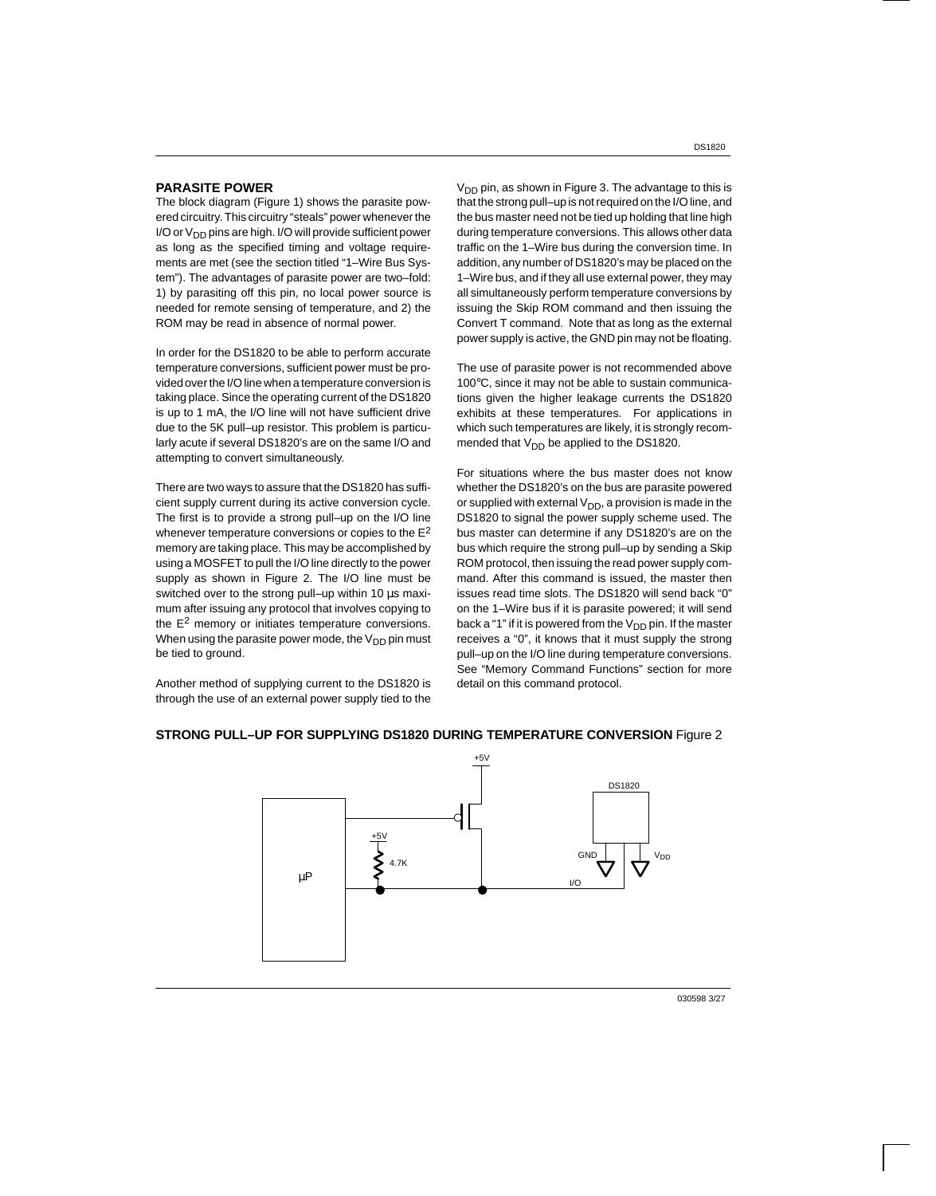## PARASITE POWER

The block diagram (Figure 1) shows the parasite powered circuitry. This circuitry "steals" power whenever the I/O or $V_{DD}$ pins are high. I/O will provide sufficient power as long as the specified timing and voltage requirements are met (see the section titled "1–Wire Bus System"). The advantages of parasite power are two–fold: 1) by parasiting off this pin, no local power source is needed for remote sensing of temperature, and 2) the ROM may be read in absence of normal power.

In order for the DS1820 to be able to perform accurate temperature conversions, sufficient power must be provided over the I/O line when a temperature conversion is taking place. Since the operating current of the DS1820 is up to 1 mA, the I/O line will not have sufficient drive due to the 5K pull–up resistor. This problem is particularly acute if several DS1820's are on the same I/O and attempting to convert simultaneously.

There are two ways to assure that the DS1820 has sufficient supply current during its active conversion cycle. The first is to provide a strong pull–up on the I/O line whenever temperature conversions or copies to the $E^2$ memory are taking place. This may be accomplished by using a MOSFET to pull the I/O line directly to the power supply as shown in Figure 2. The I/O line must be switched over to the strong pull–up within 10 µs maximum after issuing any protocol that involves copying to the $E^2$ memory or initiates temperature conversions. When using the parasite power mode, the $V_{DD}$ pin must be tied to ground.

Another method of supplying current to the DS1820 is through the use of an external power supply tied to the $V_{DD}$ pin, as shown in Figure 3. The advantage to this is that the strong pull–up is not required on the I/O line, and the bus master need not be tied up holding that line high during temperature conversions. This allows other data traffic on the 1–Wire bus during the conversion time. In addition, any number of DS1820's may be placed on the 1–Wire bus, and if they all use external power, they may all simultaneously perform temperature conversions by issuing the Skip ROM command and then issuing the Convert T command. Note that as long as the external power supply is active, the GND pin may not be floating.

The use of parasite power is not recommended above 100°C, since it may not be able to sustain communications given the higher leakage currents the DS1820 exhibits at these temperatures. For applications in which such temperatures are likely, it is strongly recommended that $V_{DD}$ be applied to the DS1820.

For situations where the bus master does not know whether the DS1820's on the bus are parasite powered or supplied with external $V_{DD}$, a provision is made in the DS1820 to signal the power supply scheme used. The bus master can determine if any DS1820's are on the bus which require the strong pull–up by sending a Skip ROM protocol, then issuing the read power supply command. After this command is issued, the master then issues read time slots. The DS1820 will send back "0" on the 1–Wire bus if it is parasite powered; it will send back a "1" if it is powered from the $V_{DD}$ pin. If the master receives a "0", it knows that it must supply the strong pull–up on the I/O line during temperature conversions. See "Memory Command Functions" section for more detail on this command protocol.

**STRONG PULL–UP FOR SUPPLYING DS1820 DURING TEMPERATURE CONVERSION** Figure 2

+5V
DS1820
+5V
4.7K
µP
GND
$V_{DD}$
I/O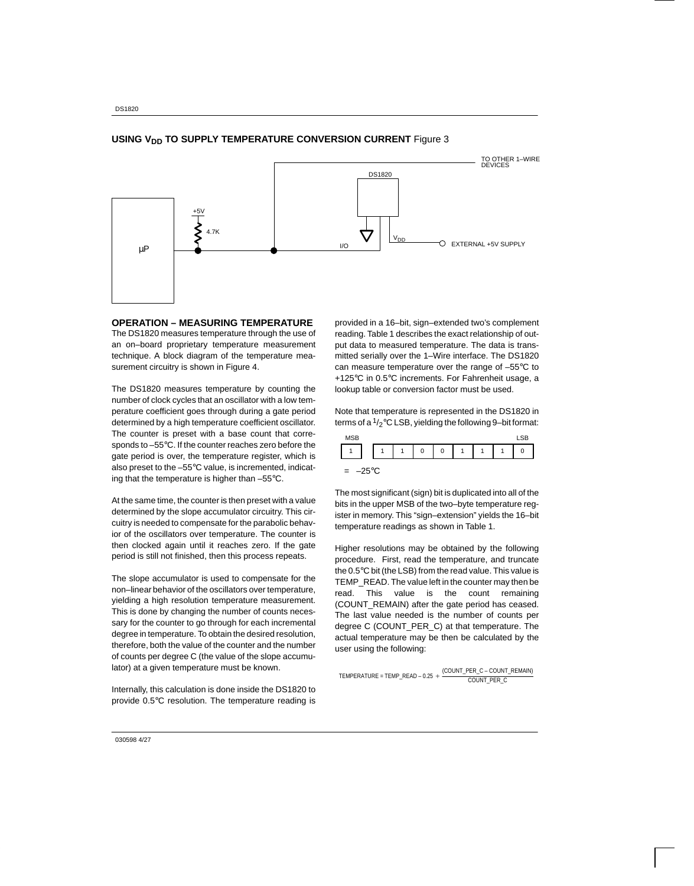**USING $V_{DD}$ TO SUPPLY TEMPERATURE CONVERSION CURRENT** Figure 3

## OPERATION – MEASURING TEMPERATURE

The DS1820 measures temperature through the use of an on–board proprietary temperature measurement technique. A block diagram of the temperature measurement circuitry is shown in Figure 4.

The DS1820 measures temperature by counting the number of clock cycles that an oscillator with a low temperature coefficient goes through during a gate period determined by a high temperature coefficient oscillator. The counter is preset with a base count that corresponds to –55°C. If the counter reaches zero before the gate period is over, the temperature register, which is also preset to the –55°C value, is incremented, indicating that the temperature is higher than –55°C.

At the same time, the counter is then preset with a value determined by the slope accumulator circuitry. This circuitry is needed to compensate for the parabolic behavior of the oscillators over temperature. The counter is then clocked again until it reaches zero. If the gate period is still not finished, then this process repeats.

The slope accumulator is used to compensate for the non–linear behavior of the oscillators over temperature, yielding a high resolution temperature measurement. This is done by changing the number of counts necessary for the counter to go through for each incremental degree in temperature. To obtain the desired resolution, therefore, both the value of the counter and the number of counts per degree C (the value of the slope accumulator) at a given temperature must be known.

Internally, this calculation is done inside the DS1820 to provide 0.5°C resolution. The temperature reading is provided in a 16–bit, sign–extended two's complement reading. Table 1 describes the exact relationship of output data to measured temperature. The data is transmitted serially over the 1–Wire interface. The DS1820 can measure temperature over the range of –55°C to +125°C in 0.5°C increments. For Fahrenheit usage, a lookup table or conversion factor must be used.

Note that temperature is represented in the DS1820 in terms of a $^1/_2$°C LSB, yielding the following 9–bit format:

| MSB | | | | | | | | LSB |
|---|---|---|---|---|---|---|---|---|
| 1 | 1 | 1 | 0 | 0 | 1 | 1 | 1 | 0 |

= –25°C

The most significant (sign) bit is duplicated into all of the bits in the upper MSB of the two–byte temperature register in memory. This "sign–extension" yields the 16–bit temperature readings as shown in Table 1.

Higher resolutions may be obtained by the following procedure. First, read the temperature, and truncate the 0.5°C bit (the LSB) from the read value. This value is TEMP_READ. The value left in the counter may then be read. This value is the count remaining (COUNT_REMAIN) after the gate period has ceased. The last value needed is the number of counts per degree C (COUNT_PER_C) at that temperature. The actual temperature may be then be calculated by the user using the following:

$$\text{TEMPERATURE} = \text{TEMP\_READ} - 0.25 + \frac{(\text{COUNT\_PER\_C} - \text{COUNT\_REMAIN})}{\text{COUNT\_PER\_C}}$$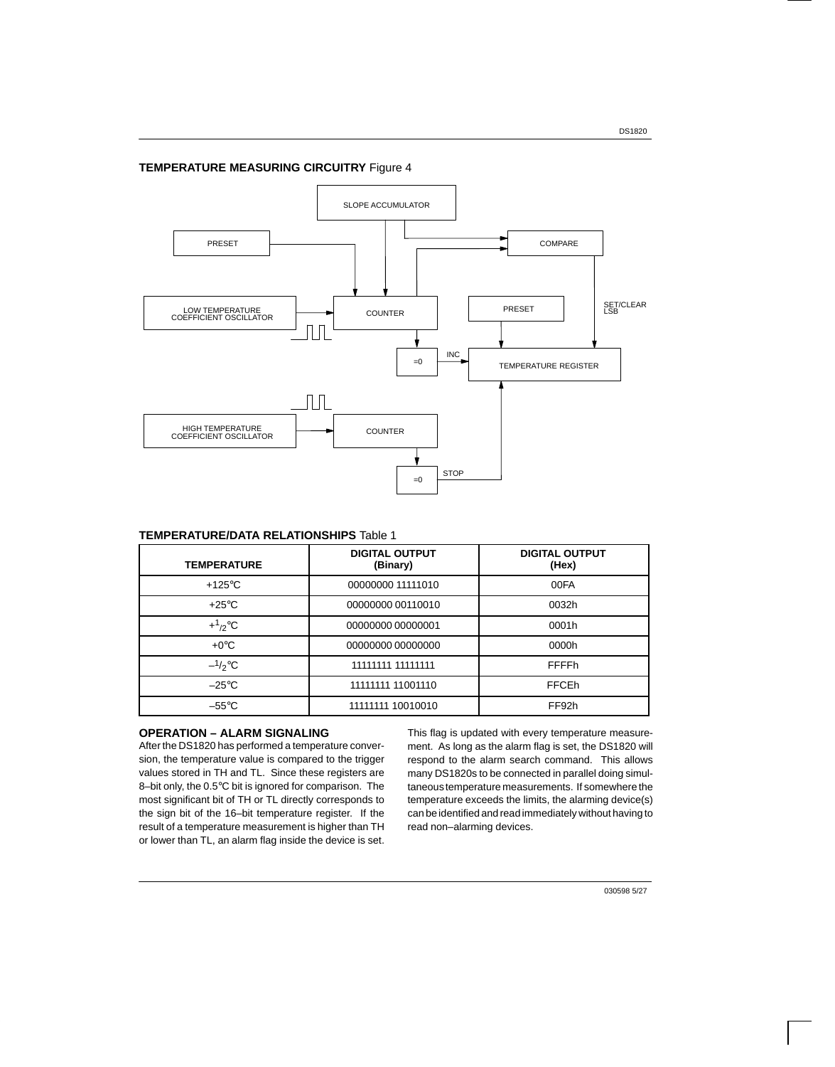**TEMPERATURE MEASURING CIRCUITRY** Figure 4

SLOPE ACCUMULATOR

PRESET

COMPARE

LOW TEMPERATURE COEFFICIENT OSCILLATOR

COUNTER

PRESET

SET/CLEAR LSB

=0

INC

TEMPERATURE REGISTER

HIGH TEMPERATURE COEFFICIENT OSCILLATOR

COUNTER

=0

STOP

**TEMPERATURE/DATA RELATIONSHIPS** Table 1

| TEMPERATURE | DIGITAL OUTPUT (Binary) | DIGITAL OUTPUT (Hex) |
|---|---|---|
| +125°C | 00000000 11111010 | 00FA |
| +25°C | 00000000 00110010 | 0032h |
| $+^{1}/_{2}$°C | 00000000 00000001 | 0001h |
| +0°C | 00000000 00000000 | 0000h |
| $-^{1}/_{2}$°C | 11111111 11111111 | FFFFh |
| –25°C | 11111111 11001110 | FFCEh |
| –55°C | 11111111 10010010 | FF92h |

## OPERATION – ALARM SIGNALING

After the DS1820 has performed a temperature conversion, the temperature value is compared to the trigger values stored in TH and TL. Since these registers are 8–bit only, the 0.5°C bit is ignored for comparison. The most significant bit of TH or TL directly corresponds to the sign bit of the 16–bit temperature register. If the result of a temperature measurement is higher than TH or lower than TL, an alarm flag inside the device is set. This flag is updated with every temperature measurement. As long as the alarm flag is set, the DS1820 will respond to the alarm search command. This allows many DS1820s to be connected in parallel doing simultaneous temperature measurements. If somewhere the temperature exceeds the limits, the alarming device(s) can be identified and read immediately without having to read non–alarming devices.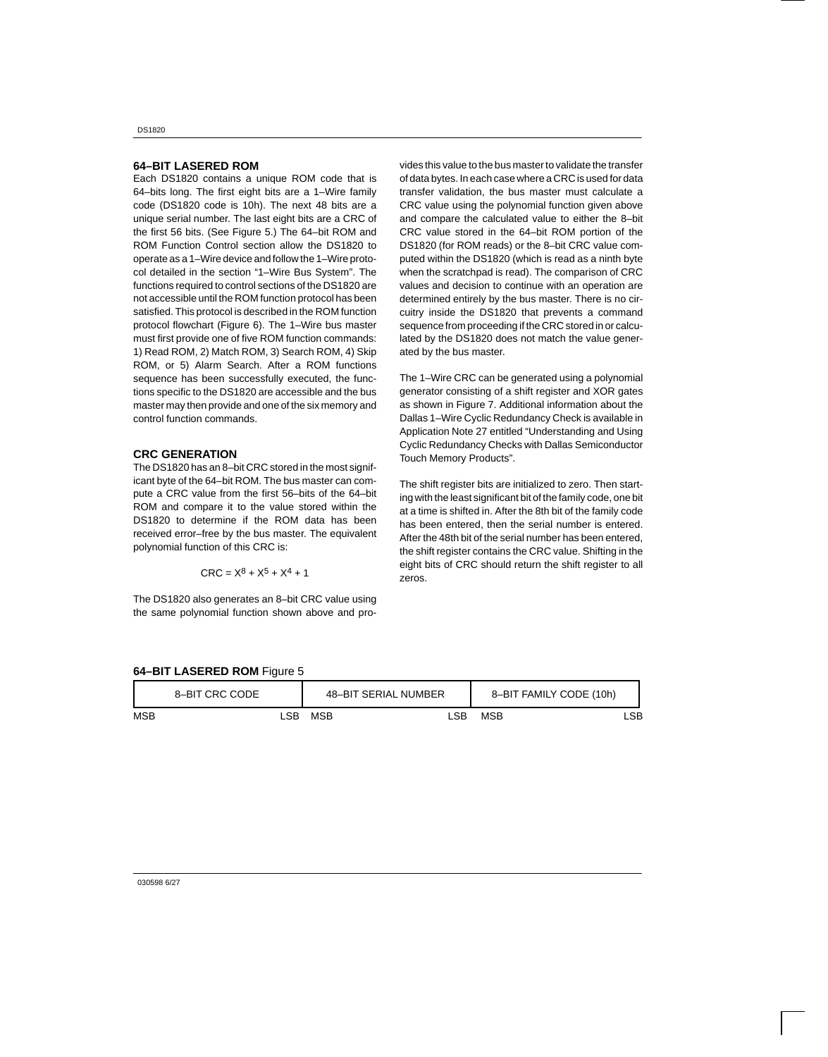## 64–BIT LASERED ROM

Each DS1820 contains a unique ROM code that is 64–bits long. The first eight bits are a 1–Wire family code (DS1820 code is 10h). The next 48 bits are a unique serial number. The last eight bits are a CRC of the first 56 bits. (See Figure 5.) The 64–bit ROM and ROM Function Control section allow the DS1820 to operate as a 1–Wire device and follow the 1–Wire protocol detailed in the section "1–Wire Bus System". The functions required to control sections of the DS1820 are not accessible until the ROM function protocol has been satisfied. This protocol is described in the ROM function protocol flowchart (Figure 6). The 1–Wire bus master must first provide one of five ROM function commands: 1) Read ROM, 2) Match ROM, 3) Search ROM, 4) Skip ROM, or 5) Alarm Search. After a ROM functions sequence has been successfully executed, the functions specific to the DS1820 are accessible and the bus master may then provide and one of the six memory and control function commands.

## CRC GENERATION

The DS1820 has an 8–bit CRC stored in the most significant byte of the 64–bit ROM. The bus master can compute a CRC value from the first 56–bits of the 64–bit ROM and compare it to the value stored within the DS1820 to determine if the ROM data has been received error–free by the bus master. The equivalent polynomial function of this CRC is:

$$CRC = X^8 + X^5 + X^4 + 1$$

The DS1820 also generates an 8–bit CRC value using the same polynomial function shown above and provides this value to the bus master to validate the transfer of data bytes. In each case where a CRC is used for data transfer validation, the bus master must calculate a CRC value using the polynomial function given above and compare the calculated value to either the 8–bit CRC value stored in the 64–bit ROM portion of the DS1820 (for ROM reads) or the 8–bit CRC value computed within the DS1820 (which is read as a ninth byte when the scratchpad is read). The comparison of CRC values and decision to continue with an operation are determined entirely by the bus master. There is no circuitry inside the DS1820 that prevents a command sequence from proceeding if the CRC stored in or calculated by the DS1820 does not match the value generated by the bus master.

The 1–Wire CRC can be generated using a polynomial generator consisting of a shift register and XOR gates as shown in Figure 7. Additional information about the Dallas 1–Wire Cyclic Redundancy Check is available in Application Note 27 entitled "Understanding and Using Cyclic Redundancy Checks with Dallas Semiconductor Touch Memory Products".

The shift register bits are initialized to zero. Then starting with the least significant bit of the family code, one bit at a time is shifted in. After the 8th bit of the family code has been entered, then the serial number is entered. After the 48th bit of the serial number has been entered, the shift register contains the CRC value. Shifting in the eight bits of CRC should return the shift register to all zeros.

**64–BIT LASERED ROM** Figure 5

| 8–BIT CRC CODE | 48–BIT SERIAL NUMBER | 8–BIT FAMILY CODE (10h) |
|---|---|---|
| MSB LSB | MSB LSB | MSB LSB |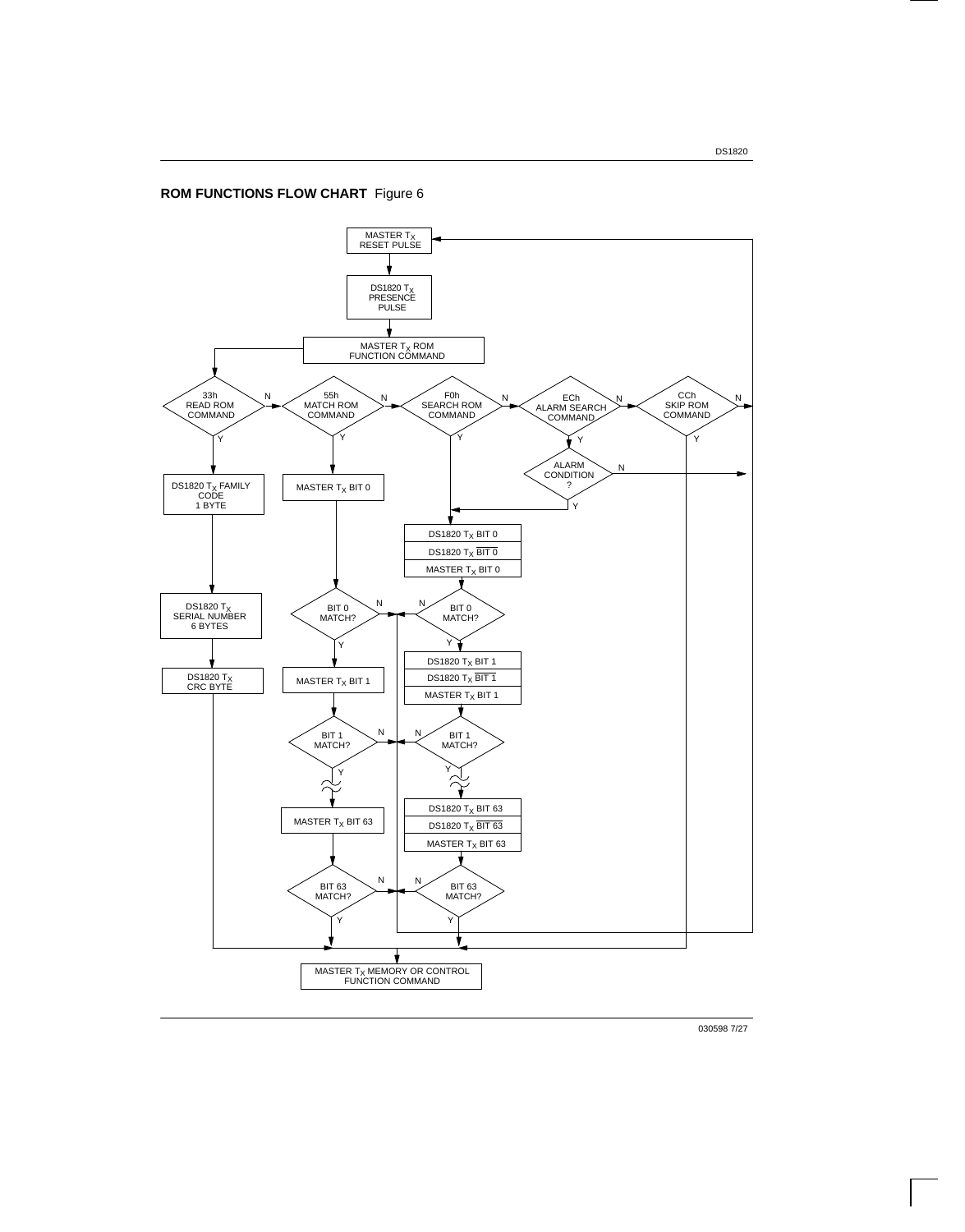**ROM FUNCTIONS FLOW CHART** Figure 6

MASTER $T_X$ RESET PULSE

DS1820 $T_X$ PRESENCE PULSE

MASTER $T_X$ ROM FUNCTION COMMAND

33h READ ROM COMMAND

55h MATCH ROM COMMAND

F0h SEARCH ROM COMMAND

ECh ALARM SEARCH COMMAND

CCh SKIP ROM COMMAND

ALARM CONDITION ?

DS1820 $T_X$ FAMILY CODE 1 BYTE

DS1820 $T_X$ SERIAL NUMBER 6 BYTES

DS1820 $T_X$ CRC BYTE

MASTER $T_X$ BIT 0

BIT 0 MATCH?

MASTER $T_X$ BIT 1

BIT 1 MATCH?

MASTER $T_X$ BIT 63

BIT 63 MATCH?

DS1820 $T_X$ BIT 0
DS1820 $T_X$ $\overline{\text{BIT 0}}$
MASTER $T_X$ BIT 0

BIT 0 MATCH?

DS1820 $T_X$ BIT 1
DS1820 $T_X$ $\overline{\text{BIT 1}}$
MASTER $T_X$ BIT 1

BIT 1 MATCH?

DS1820 $T_X$ BIT 63
DS1820 $T_X$ $\overline{\text{BIT 63}}$
MASTER $T_X$ BIT 63

BIT 63 MATCH?

MASTER $T_X$ MEMORY OR CONTROL FUNCTION COMMAND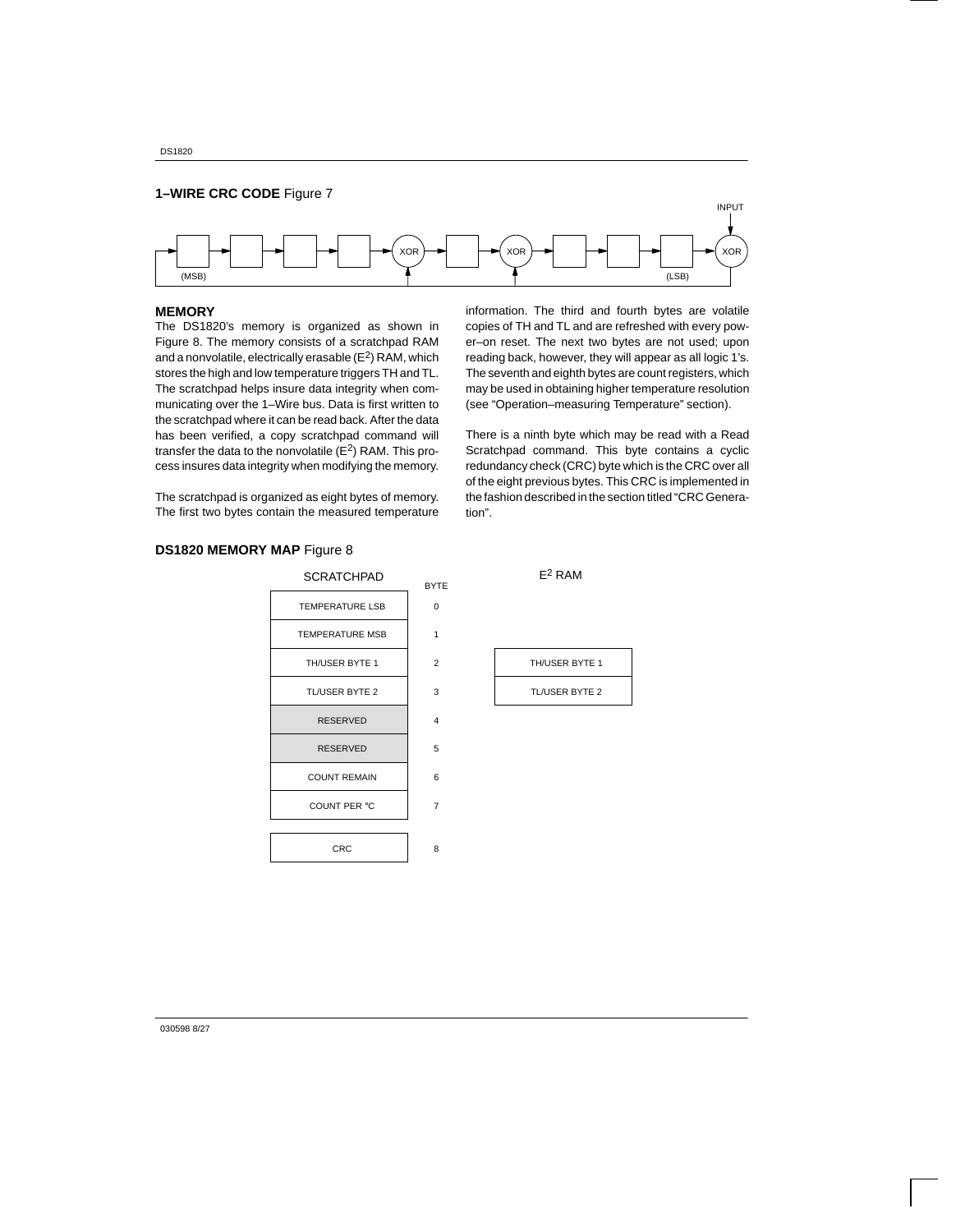**1–WIRE CRC CODE** Figure 7

INPUT

XOR XOR XOR

(MSB) (LSB)

## MEMORY

The DS1820's memory is organized as shown in Figure 8. The memory consists of a scratchpad RAM and a nonvolatile, electrically erasable ($E^2$) RAM, which stores the high and low temperature triggers TH and TL. The scratchpad helps insure data integrity when communicating over the 1–Wire bus. Data is first written to the scratchpad where it can be read back. After the data has been verified, a copy scratchpad command will transfer the data to the nonvolatile ($E^2$) RAM. This process insures data integrity when modifying the memory.

The scratchpad is organized as eight bytes of memory. The first two bytes contain the measured temperature information. The third and fourth bytes are volatile copies of TH and TL and are refreshed with every power–on reset. The next two bytes are not used; upon reading back, however, they will appear as all logic 1's. The seventh and eighth bytes are count registers, which may be used in obtaining higher temperature resolution (see "Operation–measuring Temperature" section).

There is a ninth byte which may be read with a Read Scratchpad command. This byte contains a cyclic redundancy check (CRC) byte which is the CRC over all of the eight previous bytes. This CRC is implemented in the fashion described in the section titled "CRC Generation".

**DS1820 MEMORY MAP** Figure 8

| SCRATCHPAD | BYTE | $E^2$ RAM |
|---|---|---|
| TEMPERATURE LSB | 0 | |
| TEMPERATURE MSB | 1 | |
| TH/USER BYTE 1 | 2 | TH/USER BYTE 1 |
| TL/USER BYTE 2 | 3 | TL/USER BYTE 2 |
| RESERVED | 4 | |
| RESERVED | 5 | |
| COUNT REMAIN | 6 | |
| COUNT PER °C | 7 | |
| CRC | 8 | |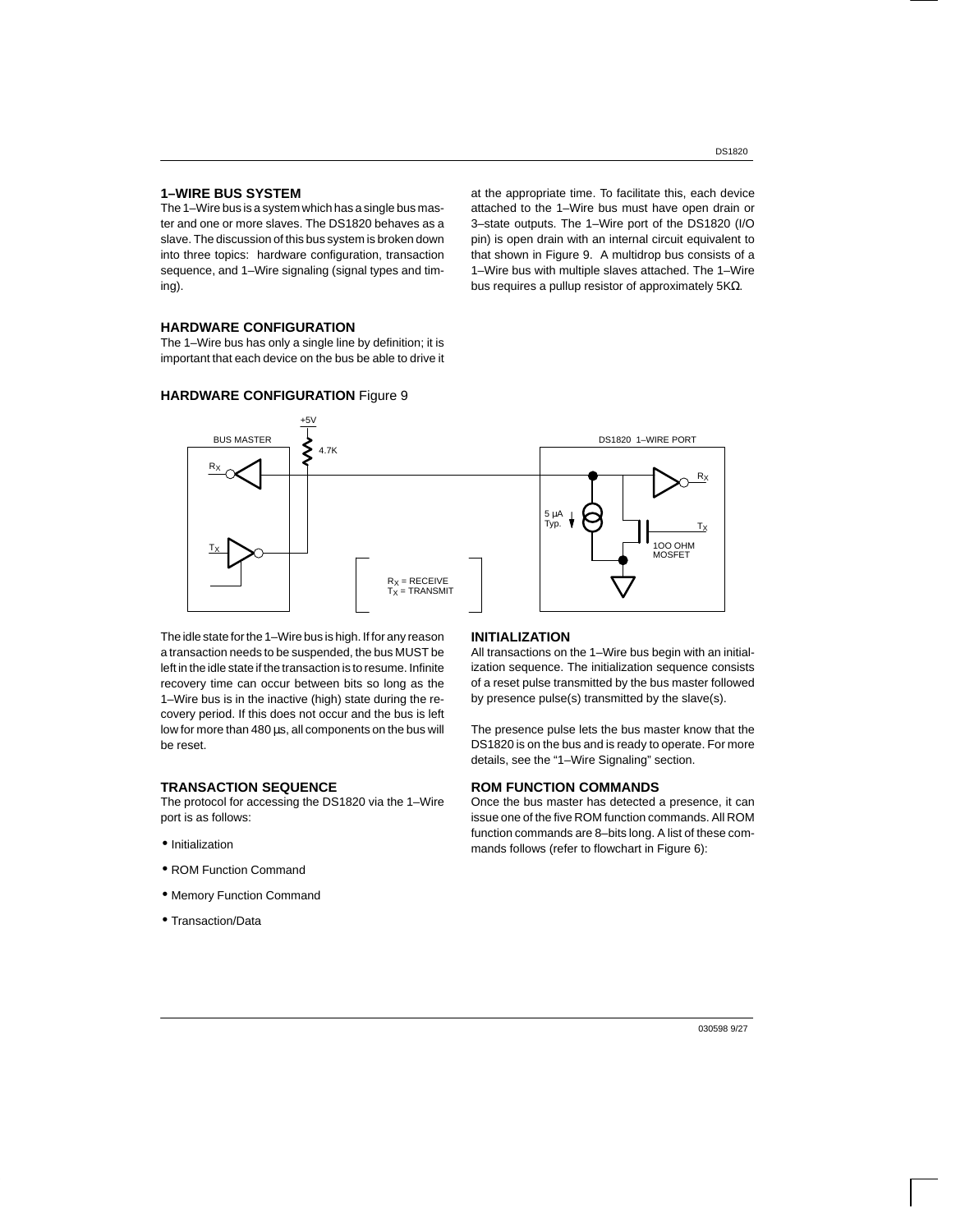## 1–WIRE BUS SYSTEM

The 1–Wire bus is a system which has a single bus master and one or more slaves. The DS1820 behaves as a slave. The discussion of this bus system is broken down into three topics: hardware configuration, transaction sequence, and 1–Wire signaling (signal types and timing).

## HARDWARE CONFIGURATION

The 1–Wire bus has only a single line by definition; it is important that each device on the bus be able to drive it at the appropriate time. To facilitate this, each device attached to the 1–Wire bus must have open drain or 3–state outputs. The 1–Wire port of the DS1820 (I/O pin) is open drain with an internal circuit equivalent to that shown in Figure 9. A multidrop bus consists of a 1–Wire bus with multiple slaves attached. The 1–Wire bus requires a pullup resistor of approximately 5KΩ.

**HARDWARE CONFIGURATION** Figure 9

BUS MASTER — +5V — 4.7K — DS1820 1–WIRE PORT

$R_X$ — $T_X$ — 5 µA Typ. — 1OO OHM MOSFET

$R_X$ = RECEIVE
$T_X$ = TRANSMIT

The idle state for the 1–Wire bus is high. If for any reason a transaction needs to be suspended, the bus MUST be left in the idle state if the transaction is to resume. Infinite recovery time can occur between bits so long as the 1–Wire bus is in the inactive (high) state during the recovery period. If this does not occur and the bus is left low for more than 480 µs, all components on the bus will be reset.

## TRANSACTION SEQUENCE

The protocol for accessing the DS1820 via the 1–Wire port is as follows:

- Initialization
- ROM Function Command
- Memory Function Command
- Transaction/Data

## INITIALIZATION

All transactions on the 1–Wire bus begin with an initialization sequence. The initialization sequence consists of a reset pulse transmitted by the bus master followed by presence pulse(s) transmitted by the slave(s).

The presence pulse lets the bus master know that the DS1820 is on the bus and is ready to operate. For more details, see the "1–Wire Signaling" section.

## ROM FUNCTION COMMANDS

Once the bus master has detected a presence, it can issue one of the five ROM function commands. All ROM function commands are 8–bits long. A list of these commands follows (refer to flowchart in Figure 6):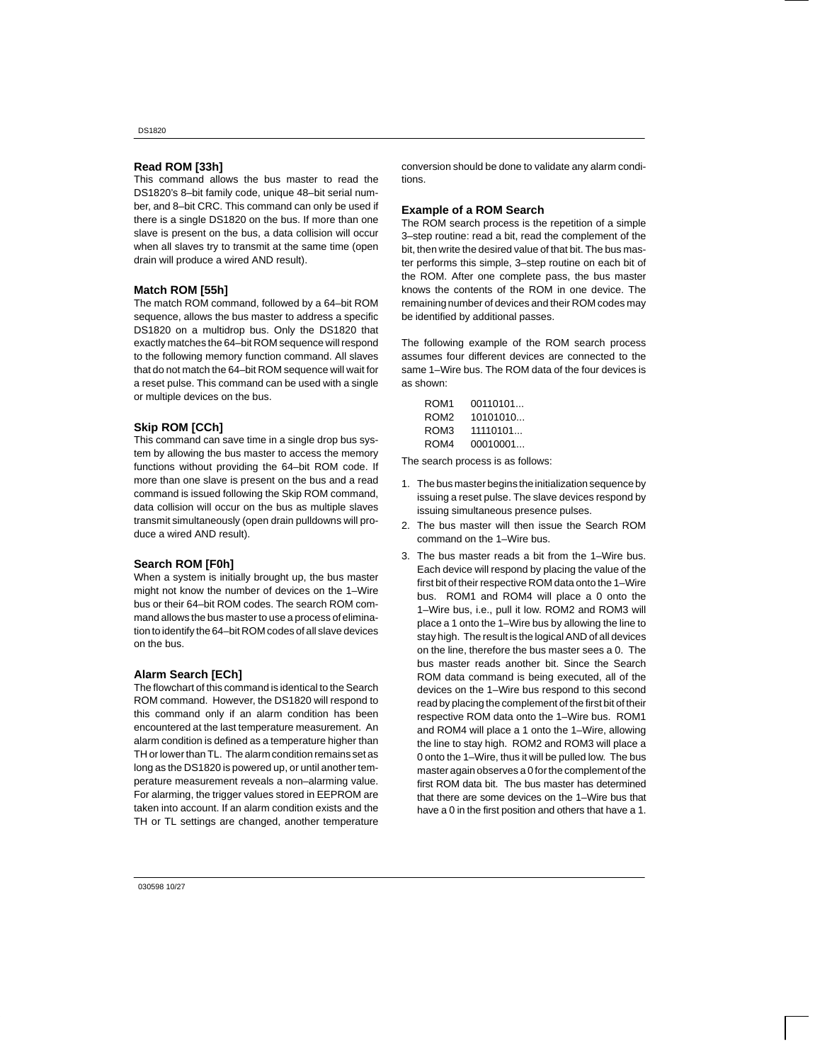### Read ROM [33h]

This command allows the bus master to read the DS1820's 8–bit family code, unique 48–bit serial number, and 8–bit CRC. This command can only be used if there is a single DS1820 on the bus. If more than one slave is present on the bus, a data collision will occur when all slaves try to transmit at the same time (open drain will produce a wired AND result).

### Match ROM [55h]

The match ROM command, followed by a 64–bit ROM sequence, allows the bus master to address a specific DS1820 on a multidrop bus. Only the DS1820 that exactly matches the 64–bit ROM sequence will respond to the following memory function command. All slaves that do not match the 64–bit ROM sequence will wait for a reset pulse. This command can be used with a single or multiple devices on the bus.

### Skip ROM [CCh]

This command can save time in a single drop bus system by allowing the bus master to access the memory functions without providing the 64–bit ROM code. If more than one slave is present on the bus and a read command is issued following the Skip ROM command, data collision will occur on the bus as multiple slaves transmit simultaneously (open drain pulldowns will produce a wired AND result).

### Search ROM [F0h]

When a system is initially brought up, the bus master might not know the number of devices on the 1–Wire bus or their 64–bit ROM codes. The search ROM command allows the bus master to use a process of elimination to identify the 64–bit ROM codes of all slave devices on the bus.

### Alarm Search [ECh]

The flowchart of this command is identical to the Search ROM command. However, the DS1820 will respond to this command only if an alarm condition has been encountered at the last temperature measurement. An alarm condition is defined as a temperature higher than TH or lower than TL. The alarm condition remains set as long as the DS1820 is powered up, or until another temperature measurement reveals a non–alarming value. For alarming, the trigger values stored in EEPROM are taken into account. If an alarm condition exists and the TH or TL settings are changed, another temperature conversion should be done to validate any alarm conditions.

### Example of a ROM Search

The ROM search process is the repetition of a simple 3–step routine: read a bit, read the complement of the bit, then write the desired value of that bit. The bus master performs this simple, 3–step routine on each bit of the ROM. After one complete pass, the bus master knows the contents of the ROM in one device. The remaining number of devices and their ROM codes may be identified by additional passes.

The following example of the ROM search process assumes four different devices are connected to the same 1–Wire bus. The ROM data of the four devices is as shown:

```
ROM1   00110101...
ROM2   10101010...
ROM3   11110101...
ROM4   00010001...
```

The search process is as follows:

1. The bus master begins the initialization sequence by issuing a reset pulse. The slave devices respond by issuing simultaneous presence pulses.
2. The bus master will then issue the Search ROM command on the 1–Wire bus.
3. The bus master reads a bit from the 1–Wire bus. Each device will respond by placing the value of the first bit of their respective ROM data onto the 1–Wire bus. ROM1 and ROM4 will place a 0 onto the 1–Wire bus, i.e., pull it low. ROM2 and ROM3 will place a 1 onto the 1–Wire bus by allowing the line to stay high. The result is the logical AND of all devices on the line, therefore the bus master sees a 0. The bus master reads another bit. Since the Search ROM data command is being executed, all of the devices on the 1–Wire bus respond to this second read by placing the complement of the first bit of their respective ROM data onto the 1–Wire bus. ROM1 and ROM4 will place a 1 onto the 1–Wire, allowing the line to stay high. ROM2 and ROM3 will place a 0 onto the 1–Wire, thus it will be pulled low. The bus master again observes a 0 for the complement of the first ROM data bit. The bus master has determined that there are some devices on the 1–Wire bus that have a 0 in the first position and others that have a 1.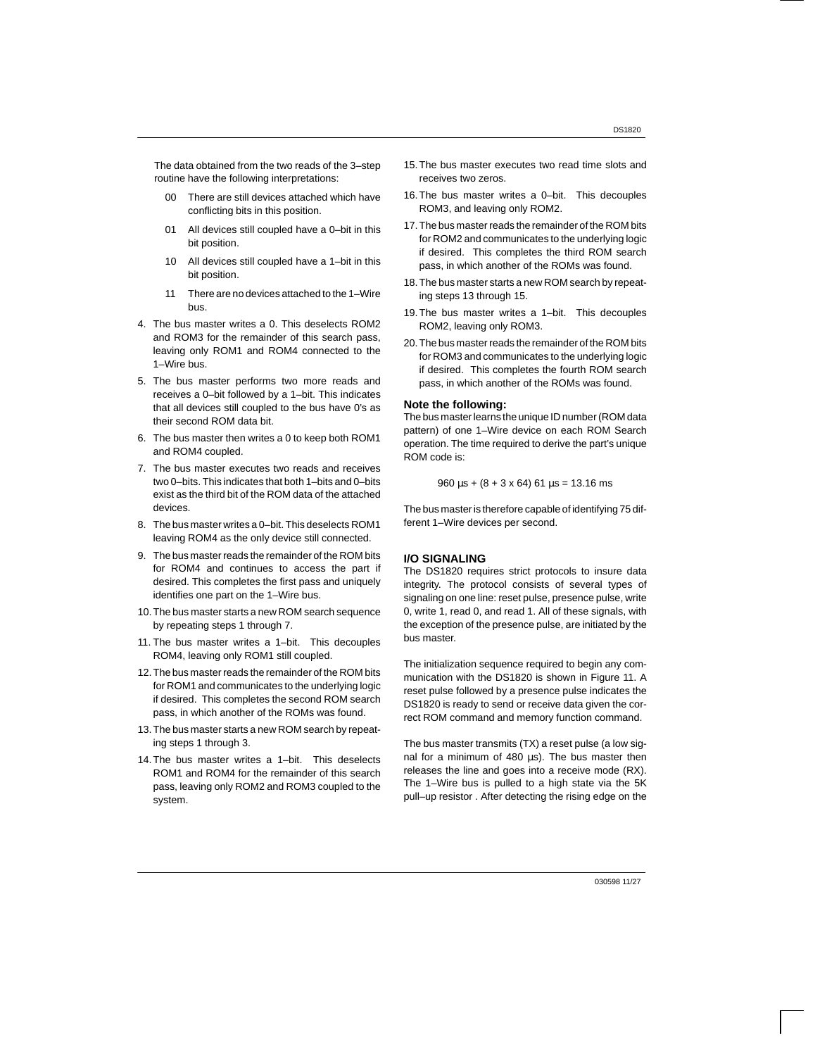The data obtained from the two reads of the 3–step routine have the following interpretations:

- 00 There are still devices attached which have conflicting bits in this position.
- 01 All devices still coupled have a 0–bit in this bit position.
- 10 All devices still coupled have a 1–bit in this bit position.
- 11 There are no devices attached to the 1–Wire bus.

4. The bus master writes a 0. This deselects ROM2 and ROM3 for the remainder of this search pass, leaving only ROM1 and ROM4 connected to the 1–Wire bus.
5. The bus master performs two more reads and receives a 0–bit followed by a 1–bit. This indicates that all devices still coupled to the bus have 0's as their second ROM data bit.
6. The bus master then writes a 0 to keep both ROM1 and ROM4 coupled.
7. The bus master executes two reads and receives two 0–bits. This indicates that both 1–bits and 0–bits exist as the third bit of the ROM data of the attached devices.
8. The bus master writes a 0–bit. This deselects ROM1 leaving ROM4 as the only device still connected.
9. The bus master reads the remainder of the ROM bits for ROM4 and continues to access the part if desired. This completes the first pass and uniquely identifies one part on the 1–Wire bus.
10. The bus master starts a new ROM search sequence by repeating steps 1 through 7.
11. The bus master writes a 1–bit. This decouples ROM4, leaving only ROM1 still coupled.
12. The bus master reads the remainder of the ROM bits for ROM1 and communicates to the underlying logic if desired. This completes the second ROM search pass, in which another of the ROMs was found.
13. The bus master starts a new ROM search by repeating steps 1 through 3.
14. The bus master writes a 1–bit. This deselects ROM1 and ROM4 for the remainder of this search pass, leaving only ROM2 and ROM3 coupled to the system.
15. The bus master executes two read time slots and receives two zeros.
16. The bus master writes a 0–bit. This decouples ROM3, and leaving only ROM2.
17. The bus master reads the remainder of the ROM bits for ROM2 and communicates to the underlying logic if desired. This completes the third ROM search pass, in which another of the ROMs was found.
18. The bus master starts a new ROM search by repeating steps 13 through 15.
19. The bus master writes a 1–bit. This decouples ROM2, leaving only ROM3.
20. The bus master reads the remainder of the ROM bits for ROM3 and communicates to the underlying logic if desired. This completes the fourth ROM search pass, in which another of the ROMs was found.

**Note the following:**

The bus master learns the unique ID number (ROM data pattern) of one 1–Wire device on each ROM Search operation. The time required to derive the part's unique ROM code is:

$$960\ \mu s + (8 + 3 \times 64)\ 61\ \mu s = 13.16\ ms$$

The bus master is therefore capable of identifying 75 different 1–Wire devices per second.

## I/O SIGNALING

The DS1820 requires strict protocols to insure data integrity. The protocol consists of several types of signaling on one line: reset pulse, presence pulse, write 0, write 1, read 0, and read 1. All of these signals, with the exception of the presence pulse, are initiated by the bus master.

The initialization sequence required to begin any communication with the DS1820 is shown in Figure 11. A reset pulse followed by a presence pulse indicates the DS1820 is ready to send or receive data given the correct ROM command and memory function command.

The bus master transmits (TX) a reset pulse (a low signal for a minimum of 480 µs). The bus master then releases the line and goes into a receive mode (RX). The 1–Wire bus is pulled to a high state via the 5K pull–up resistor . After detecting the rising edge on the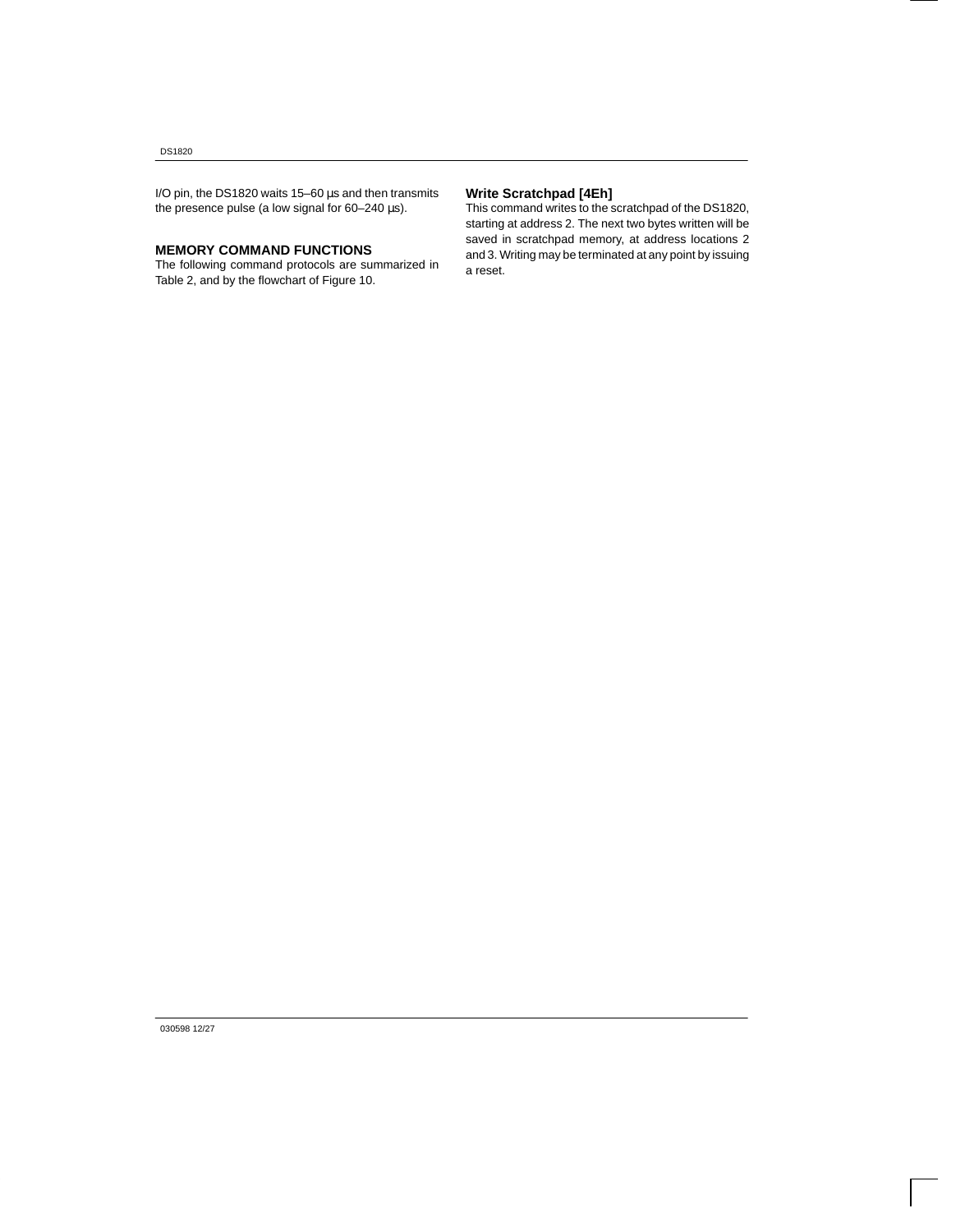I/O pin, the DS1820 waits 15–60 µs and then transmits the presence pulse (a low signal for 60–240 µs).

## MEMORY COMMAND FUNCTIONS

The following command protocols are summarized in Table 2, and by the flowchart of Figure 10.

### Write Scratchpad [4Eh]

This command writes to the scratchpad of the DS1820, starting at address 2. The next two bytes written will be saved in scratchpad memory, at address locations 2 and 3. Writing may be terminated at any point by issuing a reset.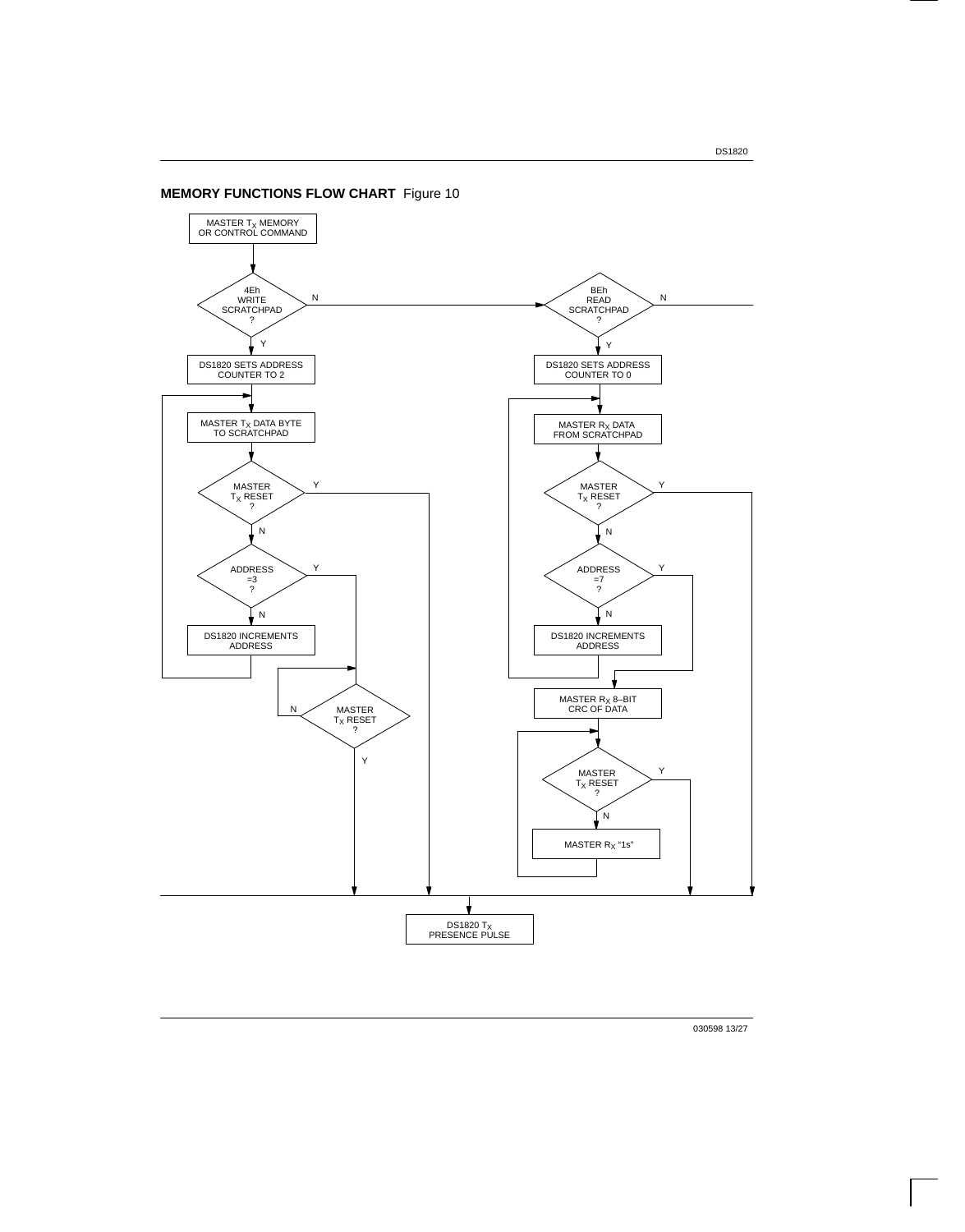**MEMORY FUNCTIONS FLOW CHART** Figure 10

MASTER $T_X$ MEMORY OR CONTROL COMMAND

4Eh WRITE SCRATCHPAD ?

N

BEh READ SCRATCHPAD ?

N

Y

Y

DS1820 SETS ADDRESS COUNTER TO 2

DS1820 SETS ADDRESS COUNTER TO 0

MASTER $T_X$ DATA BYTE TO SCRATCHPAD

MASTER $R_X$ DATA FROM SCRATCHPAD

MASTER $T_X$ RESET ?

Y

MASTER $T_X$ RESET ?

Y

N

N

ADDRESS =3 ?

Y

ADDRESS =7 ?

Y

N

N

DS1820 INCREMENTS ADDRESS

DS1820 INCREMENTS ADDRESS

N

MASTER $T_X$ RESET ?

MASTER $R_X$ 8–BIT CRC OF DATA

Y

MASTER $T_X$ RESET ?

Y

N

MASTER $R_X$ "1s"

DS1820 $T_X$ PRESENCE PULSE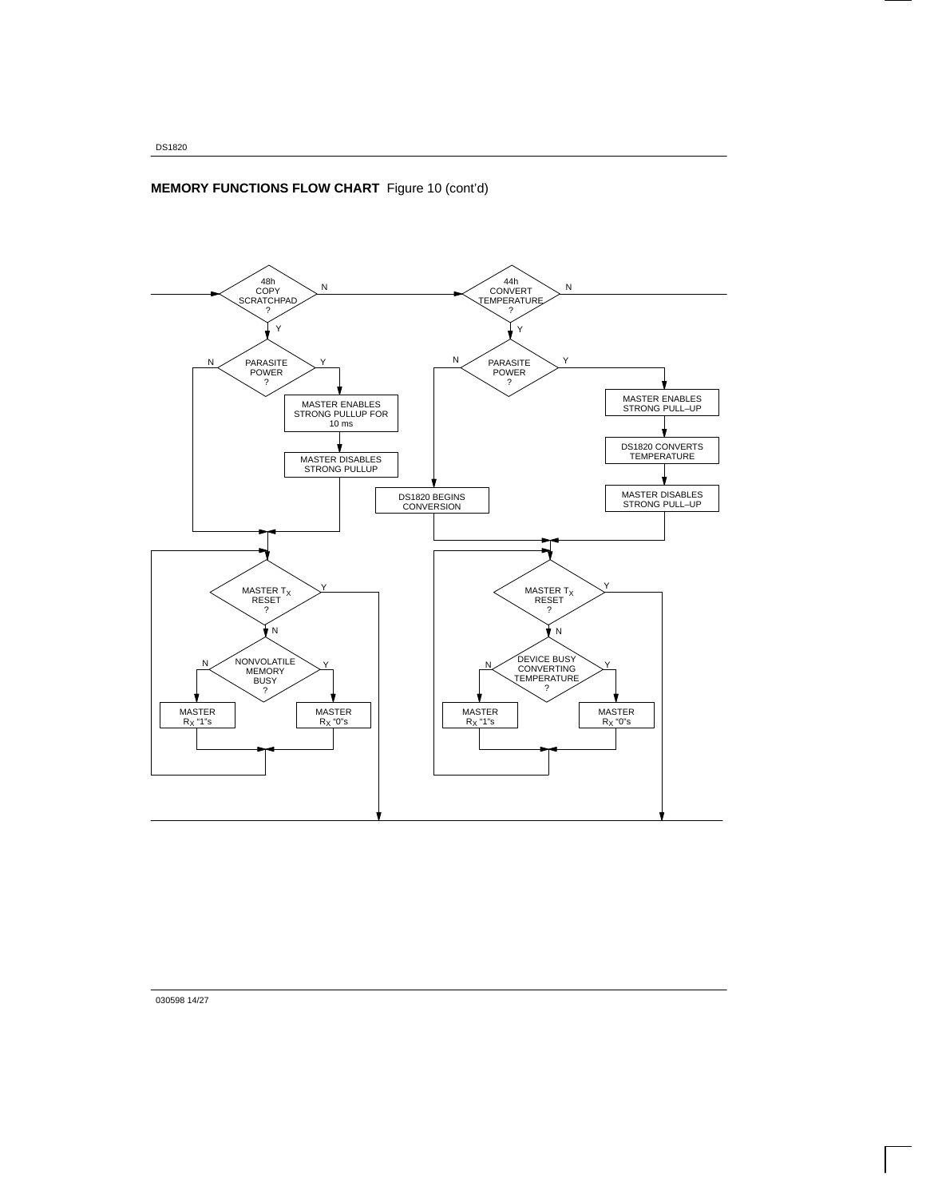**MEMORY FUNCTIONS FLOW CHART** Figure 10 (cont'd)

48h COPY SCRATCHPAD ?

N

Y

PARASITE POWER ?

N

Y

MASTER ENABLES STRONG PULLUP FOR 10 ms

MASTER DISABLES STRONG PULLUP

MASTER $T_X$ RESET ?

Y

N

NONVOLATILE MEMORY BUSY ?

N

Y

MASTER $R_X$ "1"s

MASTER $R_X$ "0"s

44h CONVERT TEMPERATURE ?

N

Y

PARASITE POWER ?

N

Y

MASTER ENABLES STRONG PULL–UP

DS1820 CONVERTS TEMPERATURE

MASTER DISABLES STRONG PULL–UP

DS1820 BEGINS CONVERSION

MASTER $T_X$ RESET ?

Y

N

DEVICE BUSY CONVERTING TEMPERATURE ?

N

Y

MASTER $R_X$ "1"s

MASTER $R_X$ "0"s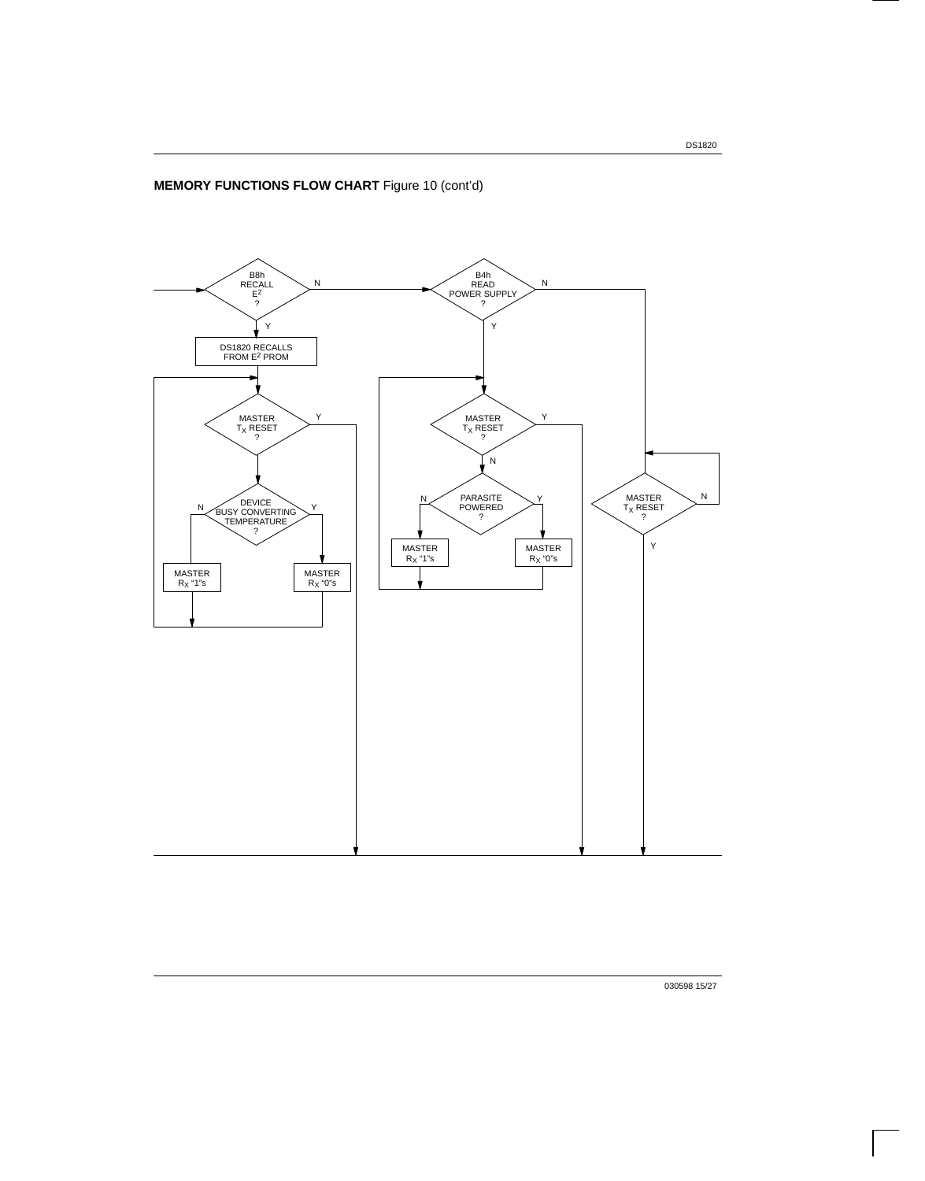**MEMORY FUNCTIONS FLOW CHART** Figure 10 (cont'd)

B8h RECALL $E^2$ ?

N

Y

DS1820 RECALLS FROM $E^2$ PROM

MASTER $T_X$ RESET ?

Y

DEVICE BUSY CONVERTING TEMPERATURE ?

N

Y

MASTER $R_X$ "1"s

MASTER $R_X$ "0"s

B4h READ POWER SUPPLY ?

N

Y

MASTER $T_X$ RESET ?

Y

N

PARASITE POWERED ?

N

Y

MASTER $R_X$ "1"s

MASTER $R_X$ "0"s

MASTER $T_X$ RESET ?

N

Y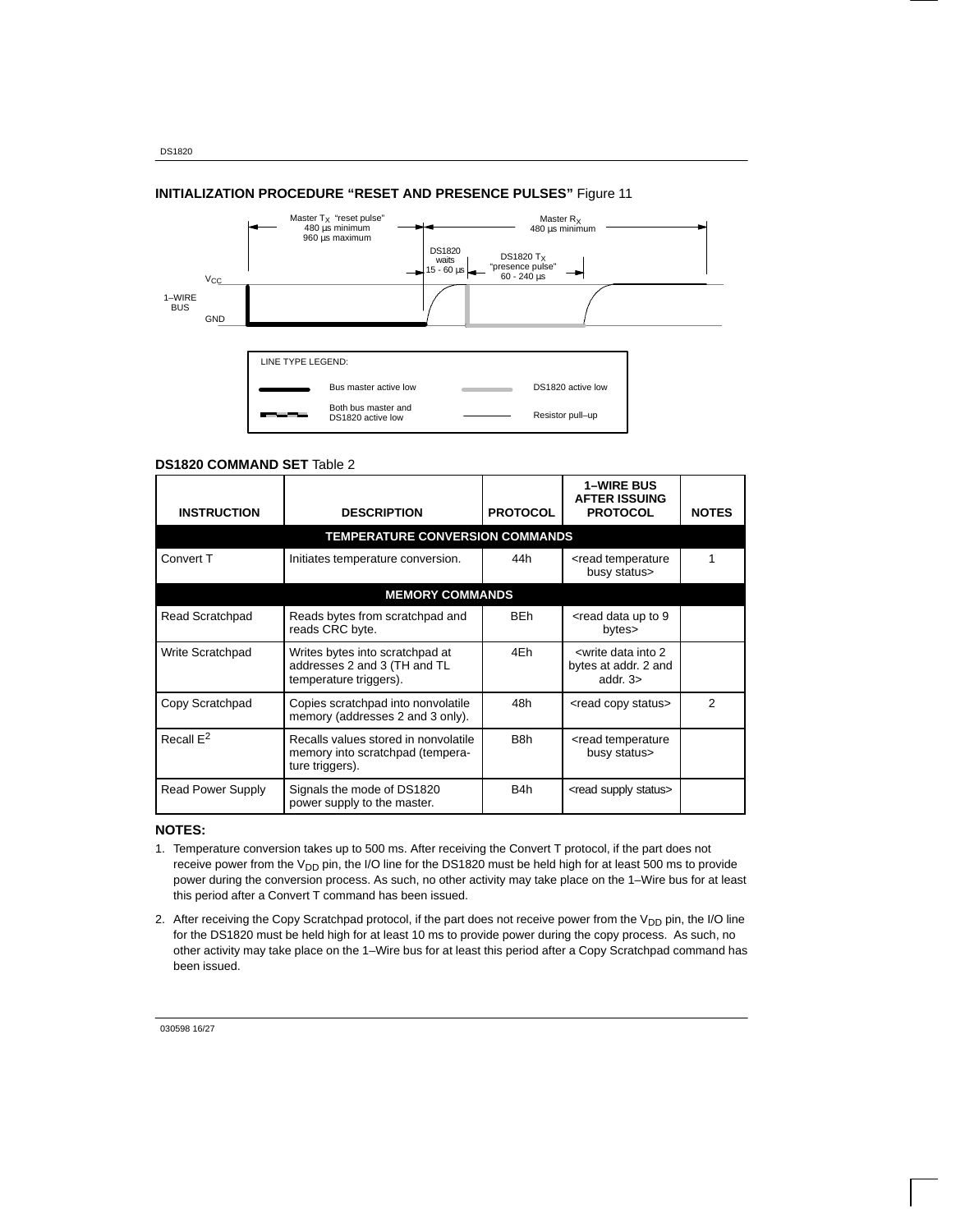## INITIALIZATION PROCEDURE "RESET AND PRESENCE PULSES" Figure 11

Master $T_X$ "reset pulse" 480 µs minimum 960 µs maximum

Master $R_X$ 480 µs minimum

DS1820 waits 15 - 60 µs

DS1820 $T_X$ "presence pulse" 60 - 240 µs

$V_{CC}$

1–WIRE BUS

GND

LINE TYPE LEGEND:

- Bus master active low
- DS1820 active low
- Both bus master and DS1820 active low
- Resistor pull–up

## DS1820 COMMAND SET Table 2

| INSTRUCTION | DESCRIPTION | PROTOCOL | 1–WIRE BUS AFTER ISSUING PROTOCOL | NOTES |
|---|---|---|---|---|
| **TEMPERATURE CONVERSION COMMANDS** | | | | |
| Convert T | Initiates temperature conversion. | 44h | <read temperature busy status> | 1 |
| **MEMORY COMMANDS** | | | | |
| Read Scratchpad | Reads bytes from scratchpad and reads CRC byte. | BEh | <read data up to 9 bytes> | |
| Write Scratchpad | Writes bytes into scratchpad at addresses 2 and 3 (TH and TL temperature triggers). | 4Eh | <write data into 2 bytes at addr. 2 and addr. 3> | |
| Copy Scratchpad | Copies scratchpad into nonvolatile memory (addresses 2 and 3 only). | 48h | <read copy status> | 2 |
| Recall $E^2$ | Recalls values stored in nonvolatile memory into scratchpad (temperature triggers). | B8h | <read temperature busy status> | |
| Read Power Supply | Signals the mode of DS1820 power supply to the master. | B4h | <read supply status> | |

**NOTES:**

1. Temperature conversion takes up to 500 ms. After receiving the Convert T protocol, if the part does not receive power from the $V_{DD}$ pin, the I/O line for the DS1820 must be held high for at least 500 ms to provide power during the conversion process. As such, no other activity may take place on the 1–Wire bus for at least this period after a Convert T command has been issued.

2. After receiving the Copy Scratchpad protocol, if the part does not receive power from the $V_{DD}$ pin, the I/O line for the DS1820 must be held high for at least 10 ms to provide power during the copy process. As such, no other activity may take place on the 1–Wire bus for at least this period after a Copy Scratchpad command has been issued.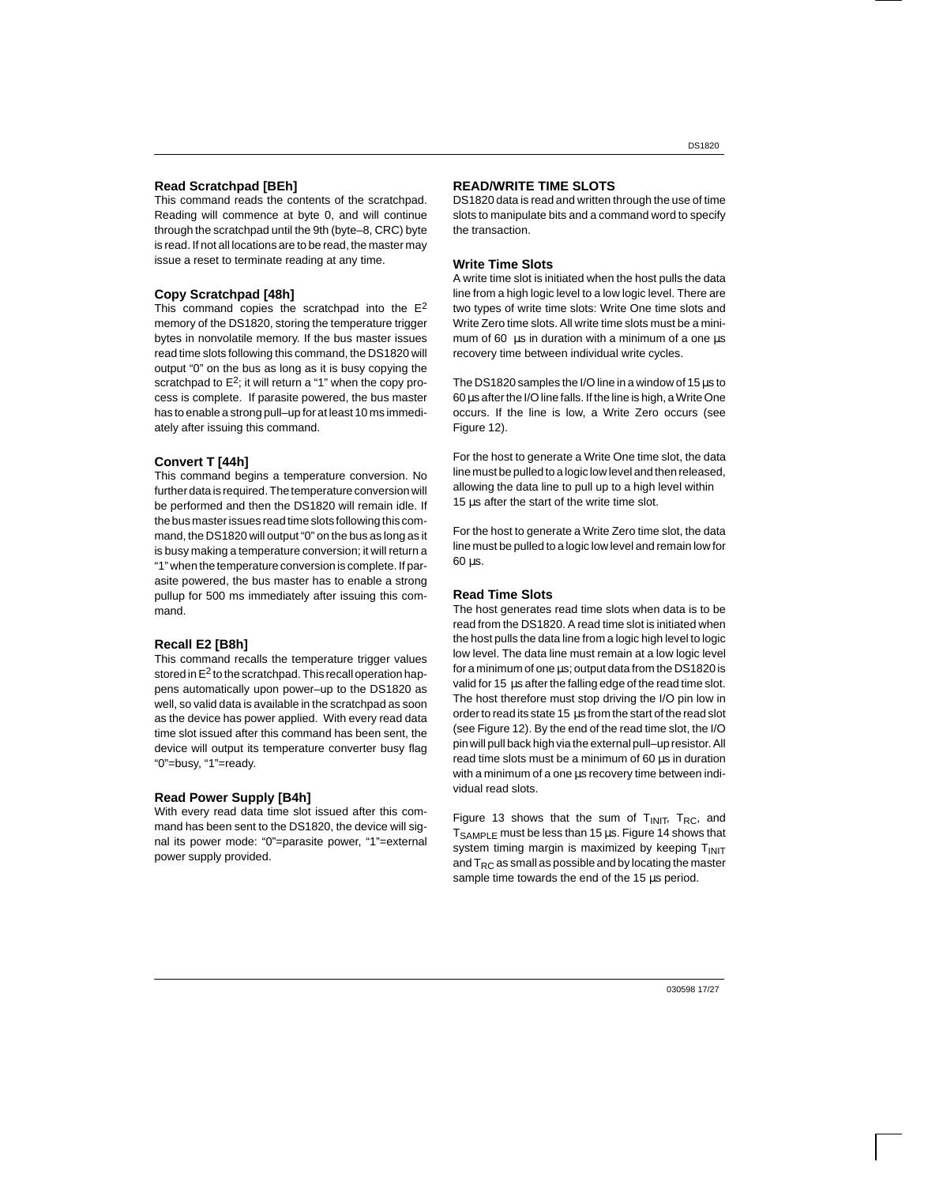### Read Scratchpad [BEh]

This command reads the contents of the scratchpad. Reading will commence at byte 0, and will continue through the scratchpad until the 9th (byte–8, CRC) byte is read. If not all locations are to be read, the master may issue a reset to terminate reading at any time.

### Copy Scratchpad [48h]

This command copies the scratchpad into the $E^2$ memory of the DS1820, storing the temperature trigger bytes in nonvolatile memory. If the bus master issues read time slots following this command, the DS1820 will output "0" on the bus as long as it is busy copying the scratchpad to $E^2$; it will return a "1" when the copy process is complete. If parasite powered, the bus master has to enable a strong pull–up for at least 10 ms immediately after issuing this command.

### Convert T [44h]

This command begins a temperature conversion. No further data is required. The temperature conversion will be performed and then the DS1820 will remain idle. If the bus master issues read time slots following this command, the DS1820 will output "0" on the bus as long as it is busy making a temperature conversion; it will return a "1" when the temperature conversion is complete. If parasite powered, the bus master has to enable a strong pullup for 500 ms immediately after issuing this command.

### Recall E2 [B8h]

This command recalls the temperature trigger values stored in $E^2$ to the scratchpad. This recall operation happens automatically upon power–up to the DS1820 as well, so valid data is available in the scratchpad as soon as the device has power applied. With every read data time slot issued after this command has been sent, the device will output its temperature converter busy flag "0"=busy, "1"=ready.

### Read Power Supply [B4h]

With every read data time slot issued after this command has been sent to the DS1820, the device will signal its power mode: "0"=parasite power, "1"=external power supply provided.

## READ/WRITE TIME SLOTS

DS1820 data is read and written through the use of time slots to manipulate bits and a command word to specify the transaction.

### Write Time Slots

A write time slot is initiated when the host pulls the data line from a high logic level to a low logic level. There are two types of write time slots: Write One time slots and Write Zero time slots. All write time slots must be a minimum of 60 µs in duration with a minimum of a one µs recovery time between individual write cycles.

The DS1820 samples the I/O line in a window of 15 µs to 60 µs after the I/O line falls. If the line is high, a Write One occurs. If the line is low, a Write Zero occurs (see Figure 12).

For the host to generate a Write One time slot, the data line must be pulled to a logic low level and then released, allowing the data line to pull up to a high level within 15 µs after the start of the write time slot.

For the host to generate a Write Zero time slot, the data line must be pulled to a logic low level and remain low for 60 µs.

### Read Time Slots

The host generates read time slots when data is to be read from the DS1820. A read time slot is initiated when the host pulls the data line from a logic high level to logic low level. The data line must remain at a low logic level for a minimum of one µs; output data from the DS1820 is valid for 15 µs after the falling edge of the read time slot. The host therefore must stop driving the I/O pin low in order to read its state 15 µs from the start of the read slot (see Figure 12). By the end of the read time slot, the I/O pin will pull back high via the external pull–up resistor. All read time slots must be a minimum of 60 µs in duration with a minimum of a one µs recovery time between individual read slots.

Figure 13 shows that the sum of $T_{INIT}$, $T_{RC}$, and $T_{SAMPLE}$ must be less than 15 µs. Figure 14 shows that system timing margin is maximized by keeping $T_{INIT}$ and $T_{RC}$ as small as possible and by locating the master sample time towards the end of the 15 µs period.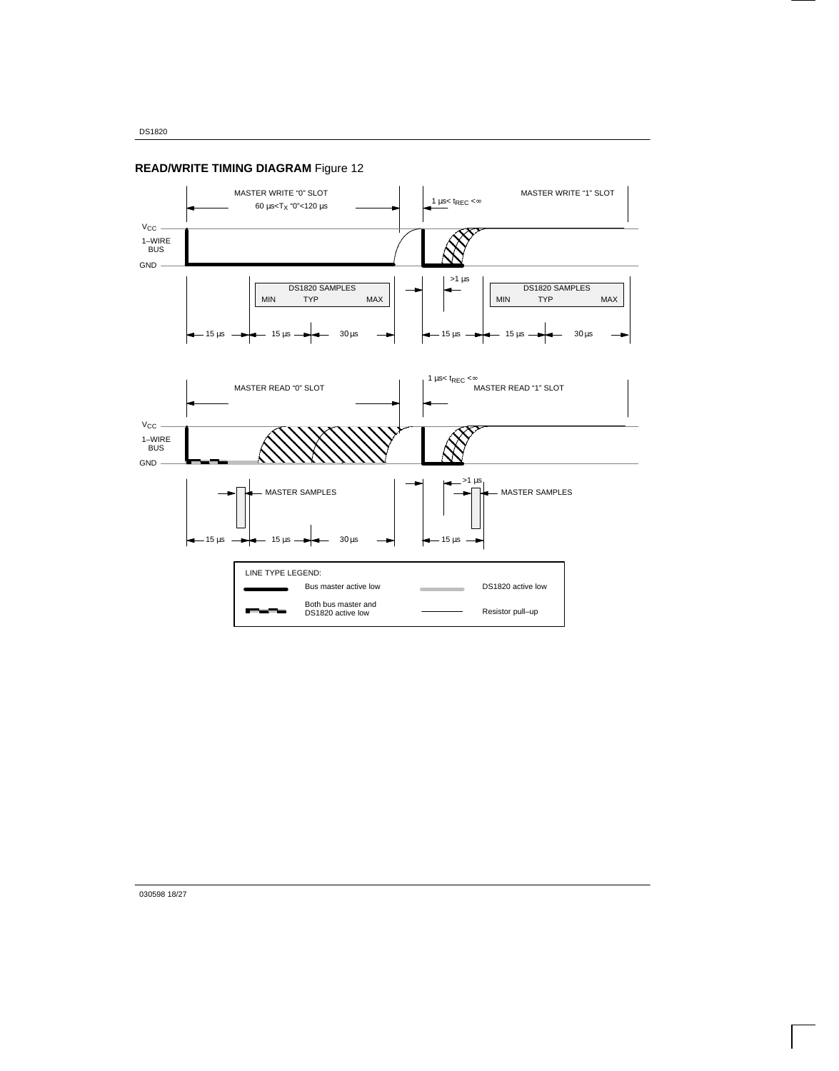## READ/WRITE TIMING DIAGRAM Figure 12

MASTER WRITE "0" SLOT

60 µs<$T_X$ "0"<120 µs

1 µs< $t_{REC}$ <∞

MASTER WRITE "1" SLOT

$V_{CC}$

1–WIRE BUS

GND

>1 µs

DS1820 SAMPLES — MIN TYP MAX

DS1820 SAMPLES — MIN TYP MAX

15 µs 15 µs 30 µs 15 µs 15 µs 30 µs

MASTER READ "0" SLOT

1 µs< $t_{REC}$ <∞

MASTER READ "1" SLOT

$V_{CC}$

1–WIRE BUS

GND

>1 µs

MASTER SAMPLES

MASTER SAMPLES

15 µs 15 µs 30 µs 15 µs

LINE TYPE LEGEND:

| | |
|---|---|
| Bus master active low | DS1820 active low |
| Both bus master and DS1820 active low | Resistor pull–up |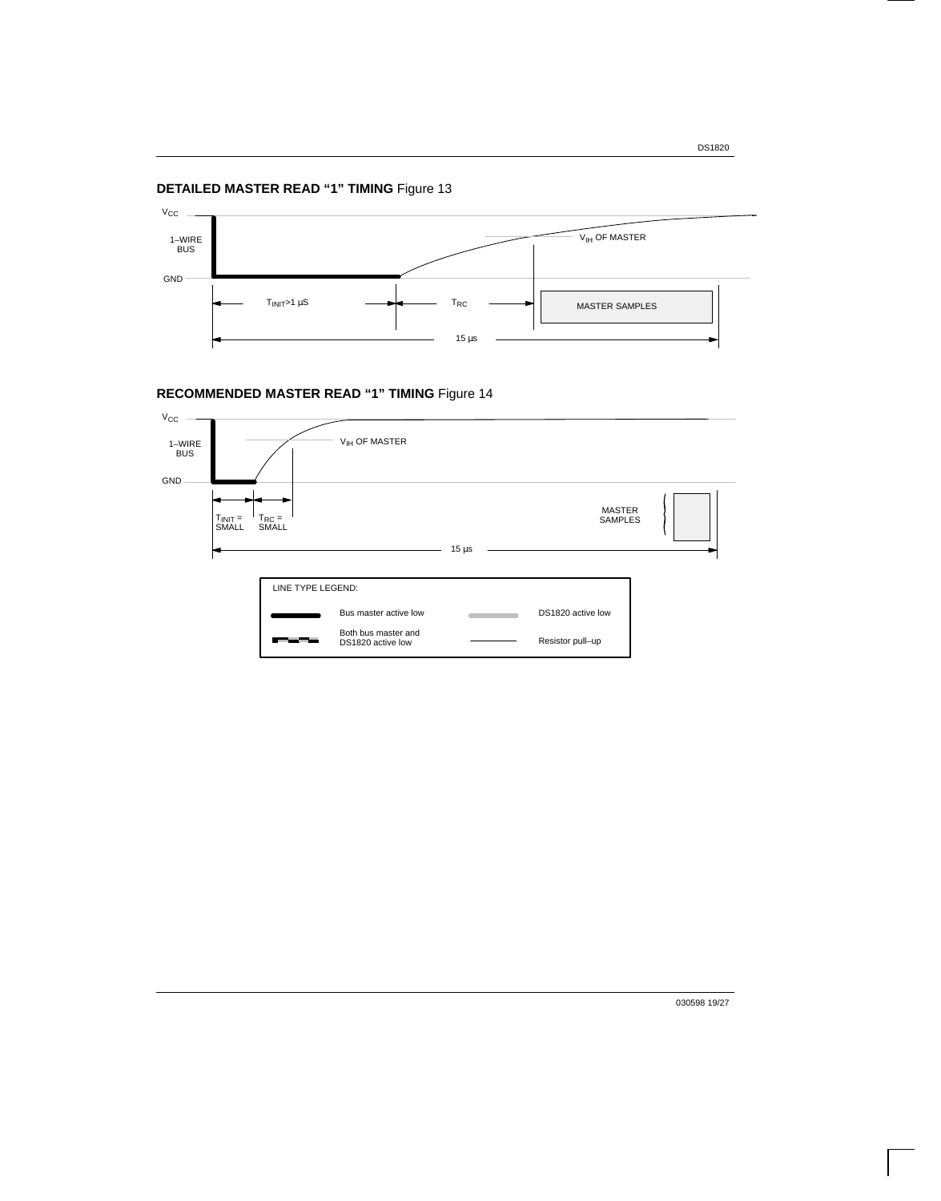**DETAILED MASTER READ "1" TIMING** Figure 13

$V_{CC}$

1–WIRE BUS

GND

$V_{IH}$ OF MASTER

$T_{INIT}$>1 µS

$T_{RC}$

MASTER SAMPLES

15 µs

**RECOMMENDED MASTER READ "1" TIMING** Figure 14

$V_{CC}$

1–WIRE BUS

GND

$V_{IH}$ OF MASTER

$T_{INIT}$ = SMALL

$T_{RC}$ = SMALL

MASTER SAMPLES

15 µs

LINE TYPE LEGEND:

| | |
|---|---|
| Bus master active low | DS1820 active low |
| Both bus master and DS1820 active low | Resistor pull–up |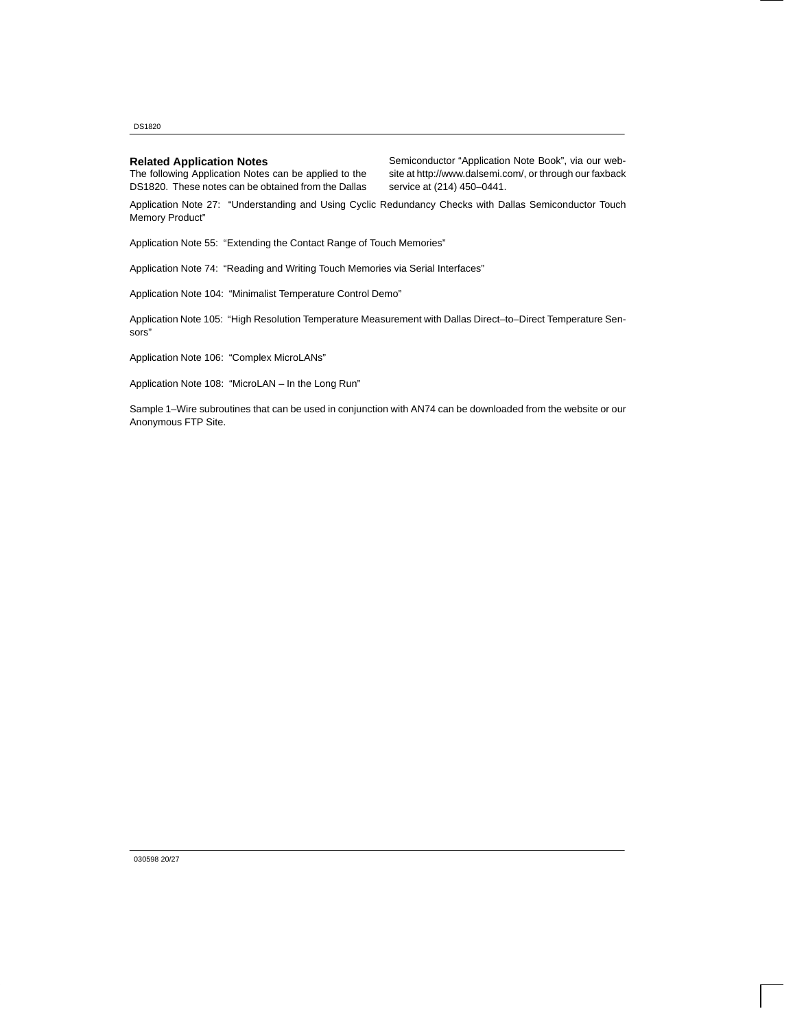## Related Application Notes

The following Application Notes can be applied to the DS1820. These notes can be obtained from the Dallas Semiconductor "Application Note Book", via our website at http://www.dalsemi.com/, or through our faxback service at (214) 450–0441.

Application Note 27: "Understanding and Using Cyclic Redundancy Checks with Dallas Semiconductor Touch Memory Product"

Application Note 55: "Extending the Contact Range of Touch Memories"

Application Note 74: "Reading and Writing Touch Memories via Serial Interfaces"

Application Note 104: "Minimalist Temperature Control Demo"

Application Note 105: "High Resolution Temperature Measurement with Dallas Direct–to–Direct Temperature Sensors"

Application Note 106: "Complex MicroLANs"

Application Note 108: "MicroLAN – In the Long Run"

Sample 1–Wire subroutines that can be used in conjunction with AN74 can be downloaded from the website or our Anonymous FTP Site.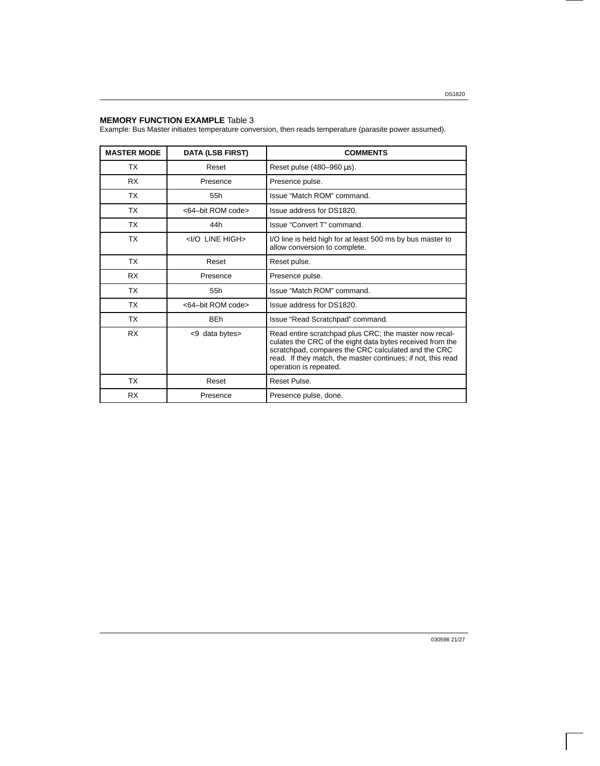**MEMORY FUNCTION EXAMPLE** Table 3

Example: Bus Master initiates temperature conversion, then reads temperature (parasite power assumed).

| MASTER MODE | DATA (LSB FIRST) | COMMENTS |
|---|---|---|
| TX | Reset | Reset pulse (480–960 µs). |
| RX | Presence | Presence pulse. |
| TX | 55h | Issue “Match ROM” command. |
| TX | <64–bit ROM code> | Issue address for DS1820. |
| TX | 44h | Issue “Convert T” command. |
| TX | <I/O LINE HIGH> | I/O line is held high for at least 500 ms by bus master to allow conversion to complete. |
| TX | Reset | Reset pulse. |
| RX | Presence | Presence pulse. |
| TX | 55h | Issue “Match ROM” command. |
| TX | <64–bit ROM code> | Issue address for DS1820. |
| TX | BEh | Issue “Read Scratchpad” command. |
| RX | <9 data bytes> | Read entire scratchpad plus CRC; the master now recalculates the CRC of the eight data bytes received from the scratchpad, compares the CRC calculated and the CRC read. If they match, the master continues; if not, this read operation is repeated. |
| TX | Reset | Reset Pulse. |
| RX | Presence | Presence pulse, done. |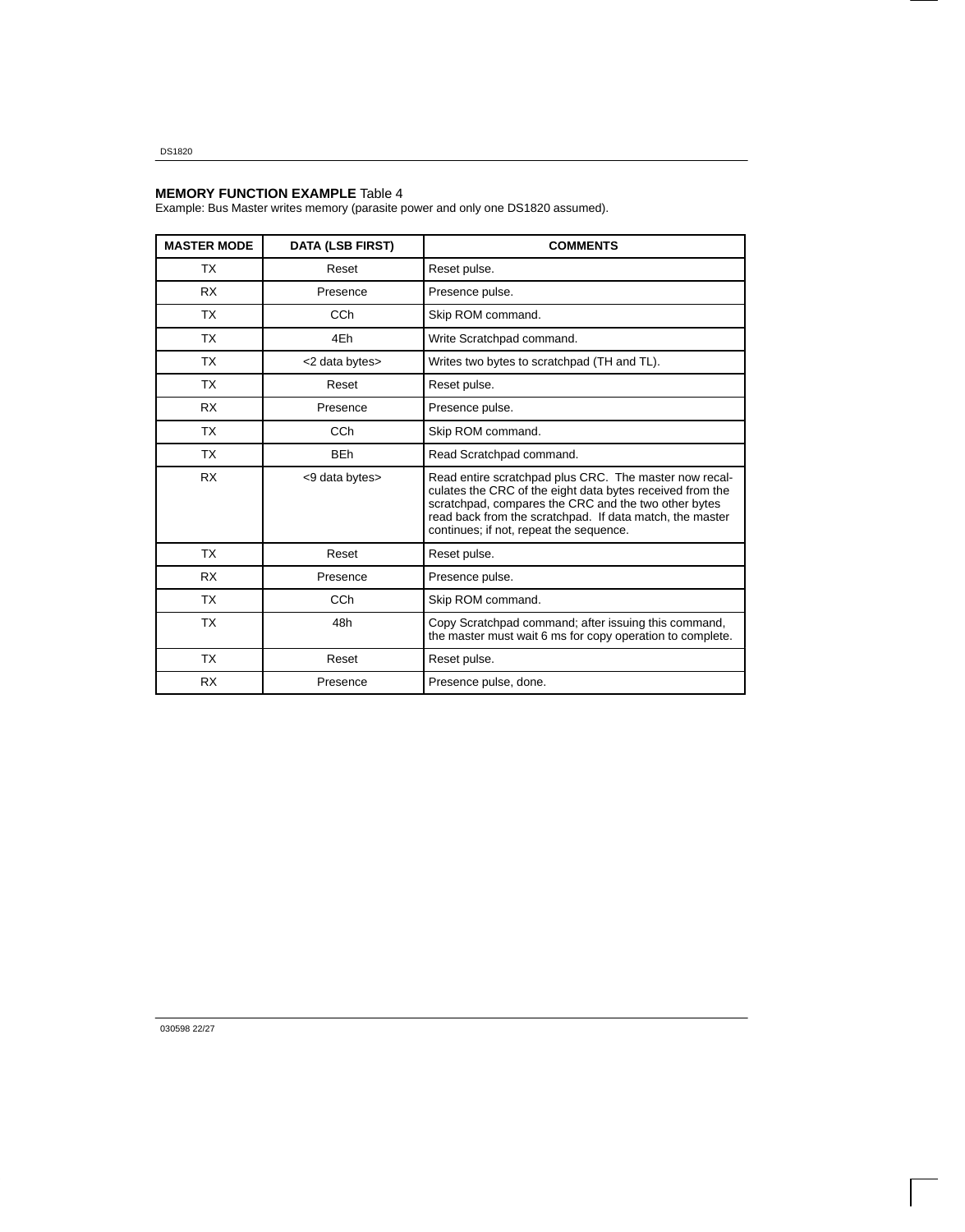**MEMORY FUNCTION EXAMPLE** Table 4

Example: Bus Master writes memory (parasite power and only one DS1820 assumed).

| MASTER MODE | DATA (LSB FIRST) | COMMENTS |
|---|---|---|
| TX | Reset | Reset pulse. |
| RX | Presence | Presence pulse. |
| TX | CCh | Skip ROM command. |
| TX | 4Eh | Write Scratchpad command. |
| TX | <2 data bytes> | Writes two bytes to scratchpad (TH and TL). |
| TX | Reset | Reset pulse. |
| RX | Presence | Presence pulse. |
| TX | CCh | Skip ROM command. |
| TX | BEh | Read Scratchpad command. |
| RX | <9 data bytes> | Read entire scratchpad plus CRC. The master now recalculates the CRC of the eight data bytes received from the scratchpad, compares the CRC and the two other bytes read back from the scratchpad. If data match, the master continues; if not, repeat the sequence. |
| TX | Reset | Reset pulse. |
| RX | Presence | Presence pulse. |
| TX | CCh | Skip ROM command. |
| TX | 48h | Copy Scratchpad command; after issuing this command, the master must wait 6 ms for copy operation to complete. |
| TX | Reset | Reset pulse. |
| RX | Presence | Presence pulse, done. |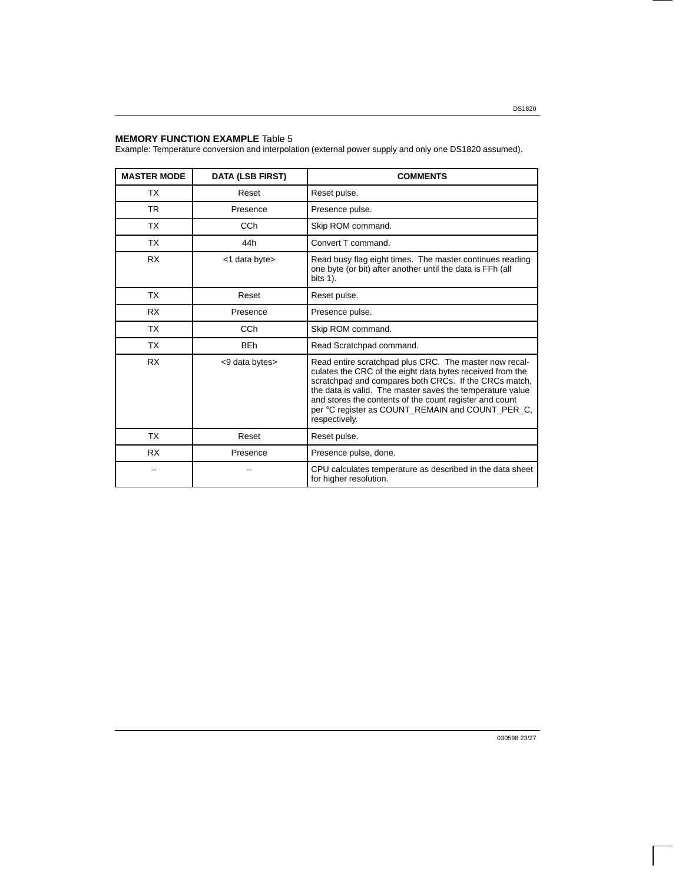**MEMORY FUNCTION EXAMPLE** Table 5

Example: Temperature conversion and interpolation (external power supply and only one DS1820 assumed).

| MASTER MODE | DATA (LSB FIRST) | COMMENTS |
|---|---|---|
| TX | Reset | Reset pulse. |
| TR | Presence | Presence pulse. |
| TX | CCh | Skip ROM command. |
| TX | 44h | Convert T command. |
| RX | <1 data byte> | Read busy flag eight times. The master continues reading one byte (or bit) after another until the data is FFh (all bits 1). |
| TX | Reset | Reset pulse. |
| RX | Presence | Presence pulse. |
| TX | CCh | Skip ROM command. |
| TX | BEh | Read Scratchpad command. |
| RX | <9 data bytes> | Read entire scratchpad plus CRC. The master now recalculates the CRC of the eight data bytes received from the scratchpad and compares both CRCs. If the CRCs match, the data is valid. The master saves the temperature value and stores the contents of the count register and count per °C register as COUNT_REMAIN and COUNT_PER_C, respectively. |
| TX | Reset | Reset pulse. |
| RX | Presence | Presence pulse, done. |
| – | – | CPU calculates temperature as described in the data sheet for higher resolution. |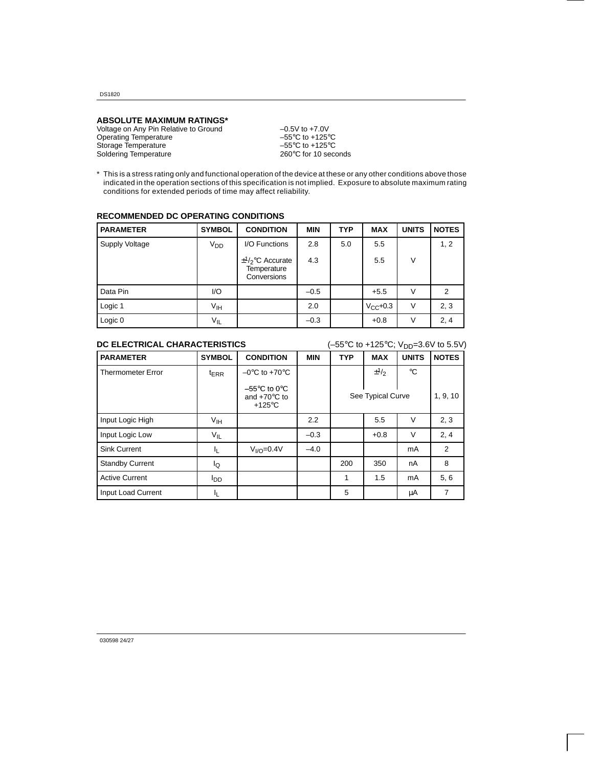## ABSOLUTE MAXIMUM RATINGS*

| | |
|---|---|
| Voltage on Any Pin Relative to Ground | –0.5V to +7.0V |
| Operating Temperature | –55°C to +125°C |
| Storage Temperature | –55°C to +125°C |
| Soldering Temperature | 260°C for 10 seconds |

* This is a stress rating only and functional operation of the device at these or any other conditions above those indicated in the operation sections of this specification is not implied. Exposure to absolute maximum rating conditions for extended periods of time may affect reliability.

## RECOMMENDED DC OPERATING CONDITIONS

| PARAMETER | SYMBOL | CONDITION | MIN | TYP | MAX | UNITS | NOTES |
|---|---|---|---|---|---|---|---|
| Supply Voltage | $V_{DD}$ | I/O Functions | 2.8 | 5.0 | 5.5 | | 1, 2 |
| | | $\pm^1/_2$°C Accurate Temperature Conversions | 4.3 | | 5.5 | V | |
| Data Pin | I/O | | –0.5 | | +5.5 | V | 2 |
| Logic 1 | $V_{IH}$ | | 2.0 | | $V_{CC}$+0.3 | V | 2, 3 |
| Logic 0 | $V_{IL}$ | | –0.3 | | +0.8 | V | 2, 4 |

## DC ELECTRICAL CHARACTERISTICS

(–55°C to +125°C; $V_{DD}$=3.6V to 5.5V)

| PARAMETER | SYMBOL | CONDITION | MIN | TYP | MAX | UNITS | NOTES |
|---|---|---|---|---|---|---|---|
| Thermometer Error | $t_{ERR}$ | –0°C to +70°C | | | $\pm^1/_2$ | °C | |
| | | –55°C to 0°C and +70°C to +125°C | | See Typical Curve | | | 1, 9, 10 |
| Input Logic High | $V_{IH}$ | | 2.2 | | 5.5 | V | 2, 3 |
| Input Logic Low | $V_{IL}$ | | –0.3 | | +0.8 | V | 2, 4 |
| Sink Current | $I_L$ | $V_{I/O}$=0.4V | –4.0 | | | mA | 2 |
| Standby Current | $I_Q$ | | | 200 | 350 | nA | 8 |
| Active Current | $I_{DD}$ | | | 1 | 1.5 | mA | 5, 6 |
| Input Load Current | $I_L$ | | | 5 | | µA | 7 |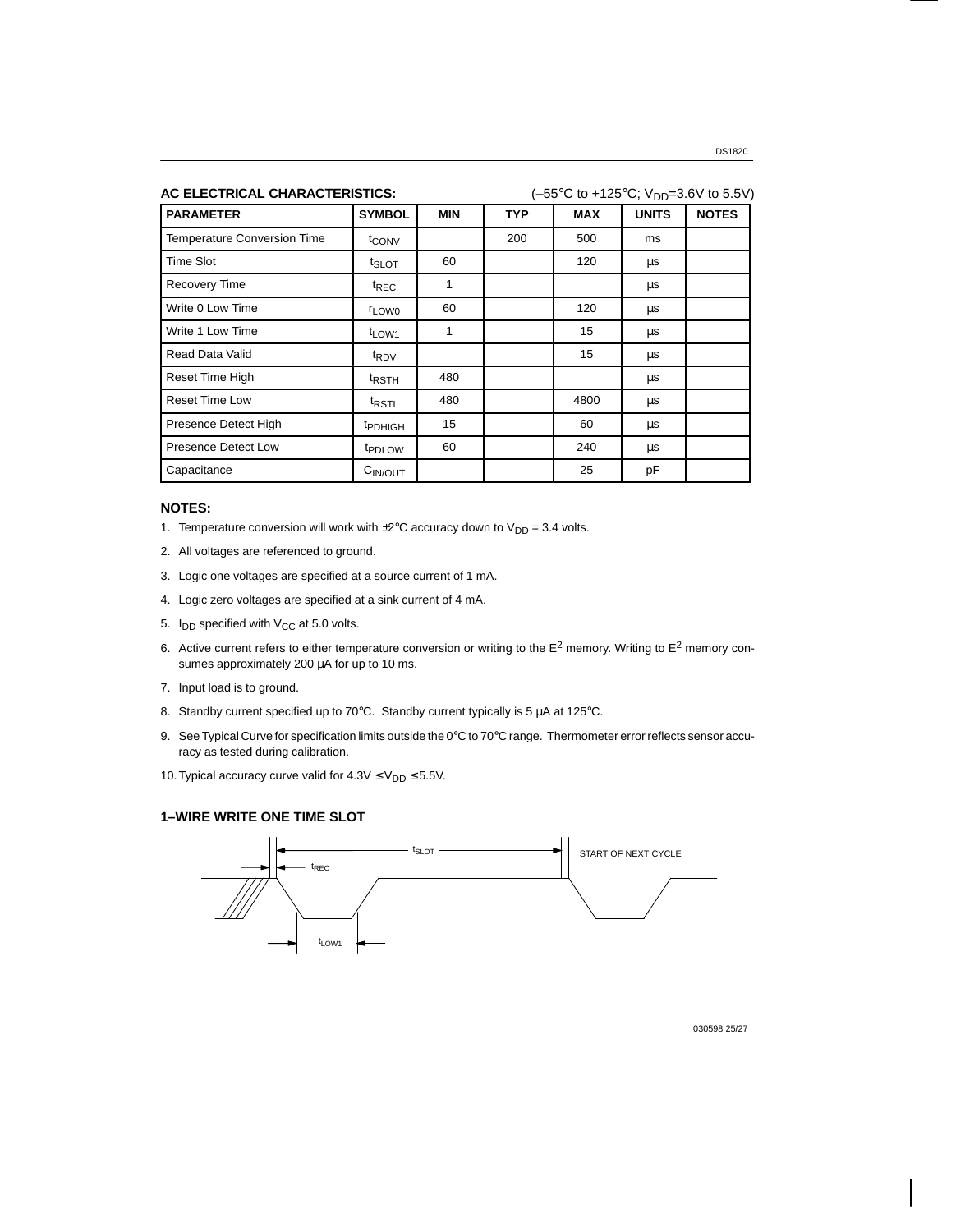## AC ELECTRICAL CHARACTERISTICS:

(–55°C to +125°C; $V_{DD}$=3.6V to 5.5V)

| PARAMETER | SYMBOL | MIN | TYP | MAX | UNITS | NOTES |
|---|---|---|---|---|---|---|
| Temperature Conversion Time | $t_{CONV}$ | | 200 | 500 | ms | |
| Time Slot | $t_{SLOT}$ | 60 | | 120 | µs | |
| Recovery Time | $t_{REC}$ | 1 | | | µs | |
| Write 0 Low Time | $r_{LOW0}$ | 60 | | 120 | µs | |
| Write 1 Low Time | $t_{LOW1}$ | 1 | | 15 | µs | |
| Read Data Valid | $t_{RDV}$ | | | 15 | µs | |
| Reset Time High | $t_{RSTH}$ | 480 | | | µs | |
| Reset Time Low | $t_{RSTL}$ | 480 | | 4800 | µs | |
| Presence Detect High | $t_{PDHIGH}$ | 15 | | 60 | µs | |
| Presence Detect Low | $t_{PDLOW}$ | 60 | | 240 | µs | |
| Capacitance | $C_{IN/OUT}$ | | | 25 | pF | |

## NOTES:

1. Temperature conversion will work with ±2°C accuracy down to $V_{DD}$ = 3.4 volts.
2. All voltages are referenced to ground.
3. Logic one voltages are specified at a source current of 1 mA.
4. Logic zero voltages are specified at a sink current of 4 mA.
5. $I_{DD}$ specified with $V_{CC}$ at 5.0 volts.
6. Active current refers to either temperature conversion or writing to the $E^2$ memory. Writing to $E^2$ memory consumes approximately 200 µA for up to 10 ms.
7. Input load is to ground.
8. Standby current specified up to 70°C. Standby current typically is 5 µA at 125°C.
9. See Typical Curve for specification limits outside the 0°C to 70°C range. Thermometer error reflects sensor accuracy as tested during calibration.
10. Typical accuracy curve valid for 4.3V ≤ $V_{DD}$ ≤ 5.5V.

## 1–WIRE WRITE ONE TIME SLOT

$t_{SLOT}$

START OF NEXT CYCLE

$t_{REC}$

$t_{LOW1}$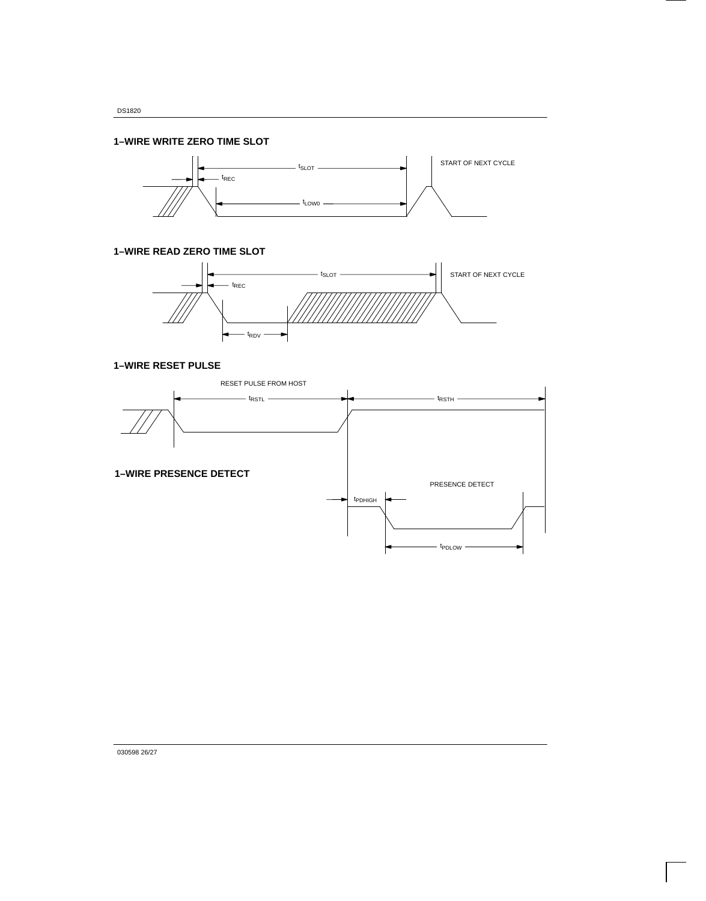## 1–WIRE WRITE ZERO TIME SLOT

$t_{SLOT}$

$t_{REC}$

$t_{LOW0}$

START OF NEXT CYCLE

## 1–WIRE READ ZERO TIME SLOT

$t_{SLOT}$

$t_{REC}$

$t_{RDV}$

START OF NEXT CYCLE

## 1–WIRE RESET PULSE

RESET PULSE FROM HOST

$t_{RSTL}$

$t_{RSTH}$

## 1–WIRE PRESENCE DETECT

PRESENCE DETECT

$t_{PDHIGH}$

$t_{PDLOW}$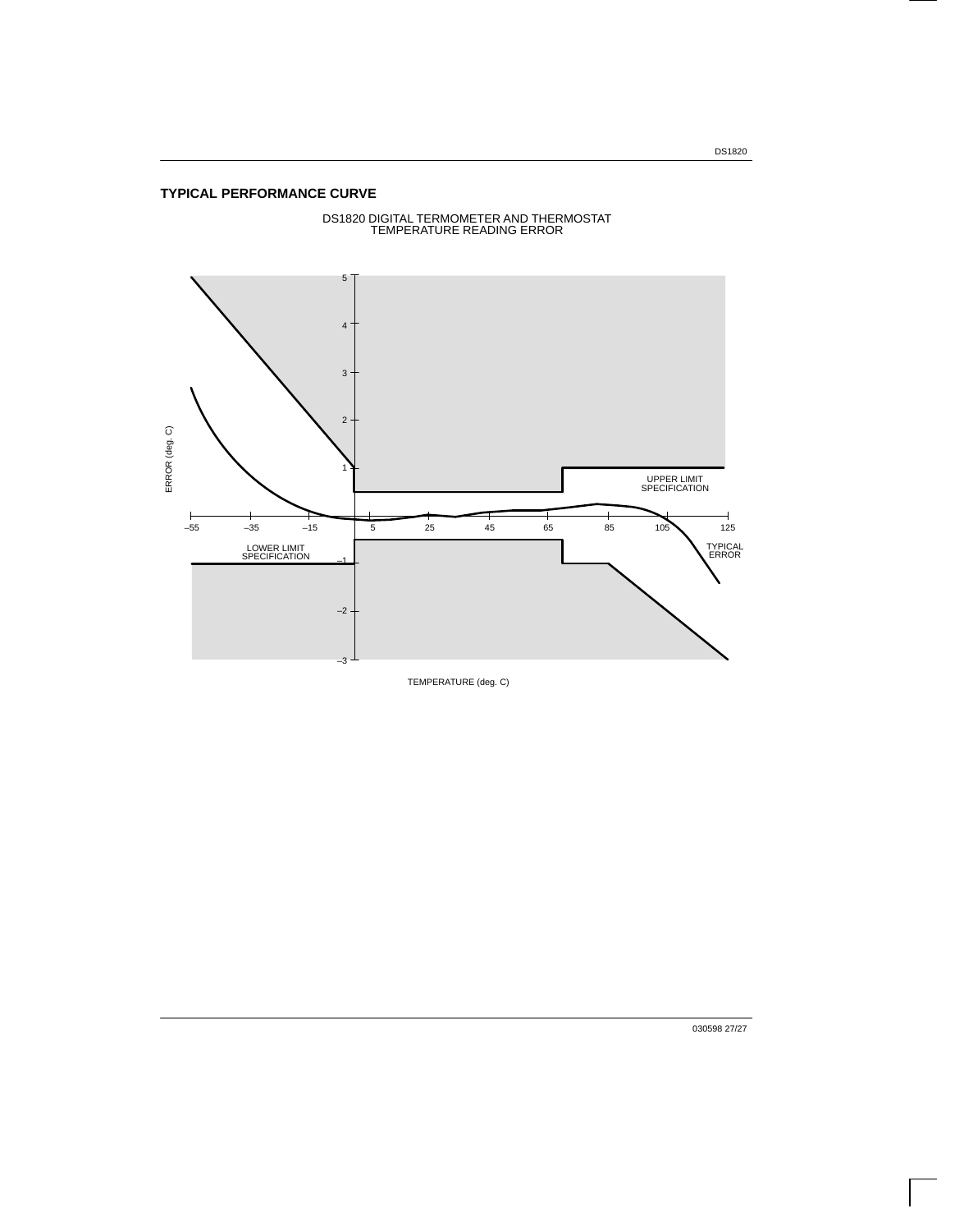## TYPICAL PERFORMANCE CURVE

DS1820 DIGITAL TERMOMETER AND THERMOSTAT
TEMPERATURE READING ERROR

ERROR (deg. C)

5
4
3
2
1
–1
–2
–3

–55
–35
–15
5
25
45
65
85
105
125

UPPER LIMIT SPECIFICATION

LOWER LIMIT SPECIFICATION

TYPICAL ERROR

TEMPERATURE (deg. C)